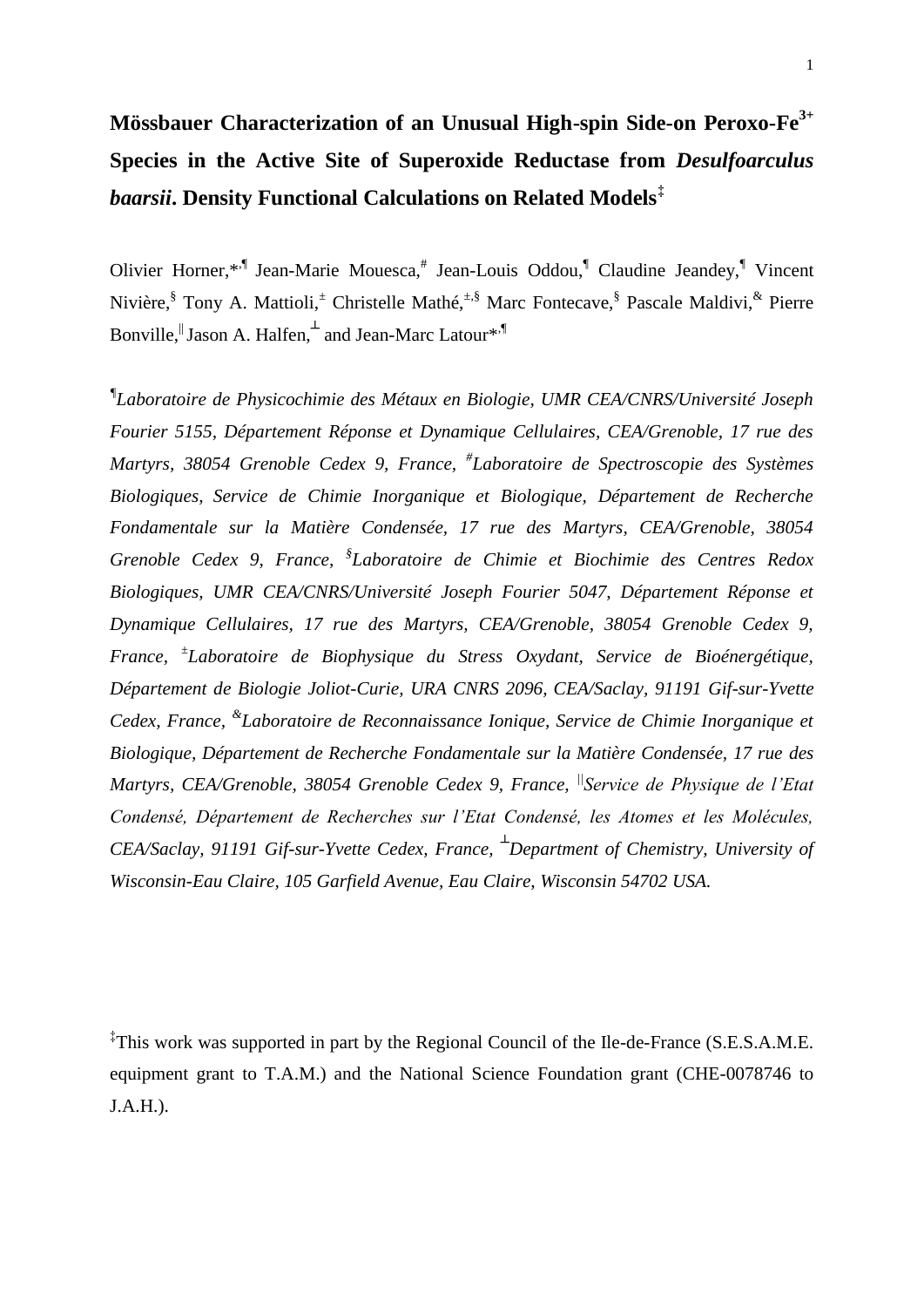# Mössbauer Characterization of an Unusual High-spin Side-on Peroxo-$Fe^{3+}$ Species in the Active Site of Superoxide Reductase from *Desulfoarculus baarsii*. Density Functional Calculations on Related Models[‡]

Olivier Horner,*[,¶] Jean-Marie Mouesca,[#] Jean-Louis Oddou,[¶] Claudine Jeandey,[¶] Vincent Nivière,[§] Tony A. Mattioli,[±] Christelle Mathé,[±,§] Marc Fontecave,[§] Pascale Maldivi,[&] Pierre Bonville,[‖] Jason A. Halfen,[⊥] and Jean-Marc Latour*[,¶]

[¶]*Laboratoire de Physicochimie des Métaux en Biologie, UMR CEA/CNRS/Université Joseph Fourier 5155, Département Réponse et Dynamique Cellulaires, CEA/Grenoble, 17 rue des Martyrs, 38054 Grenoble Cedex 9, France,* [#]*Laboratoire de Spectroscopie des Systèmes Biologiques, Service de Chimie Inorganique et Biologique, Département de Recherche Fondamentale sur la Matière Condensée, 17 rue des Martyrs, CEA/Grenoble, 38054 Grenoble Cedex 9, France,* [§]*Laboratoire de Chimie et Biochimie des Centres Redox Biologiques, UMR CEA/CNRS/Université Joseph Fourier 5047, Département Réponse et Dynamique Cellulaires, 17 rue des Martyrs, CEA/Grenoble, 38054 Grenoble Cedex 9, France,* [±]*Laboratoire de Biophysique du Stress Oxydant, Service de Bioénergétique, Département de Biologie Joliot-Curie, URA CNRS 2096, CEA/Saclay, 91191 Gif-sur-Yvette Cedex, France,* [&]*Laboratoire de Reconnaissance Ionique, Service de Chimie Inorganique et Biologique, Département de Recherche Fondamentale sur la Matière Condensée, 17 rue des Martyrs, CEA/Grenoble, 38054 Grenoble Cedex 9, France,* [‖]*Service de Physique de l'Etat Condensé, Département de Recherches sur l'Etat Condensé, les Atomes et les Molécules, CEA/Saclay, 91191 Gif-sur-Yvette Cedex, France,* [⊥]*Department of Chemistry, University of Wisconsin-Eau Claire, 105 Garfield Avenue, Eau Claire, Wisconsin 54702 USA.*

[‡]This work was supported in part by the Regional Council of the Ile-de-France (S.E.S.A.M.E. equipment grant to T.A.M.) and the National Science Foundation grant (CHE-0078746 to J.A.H.).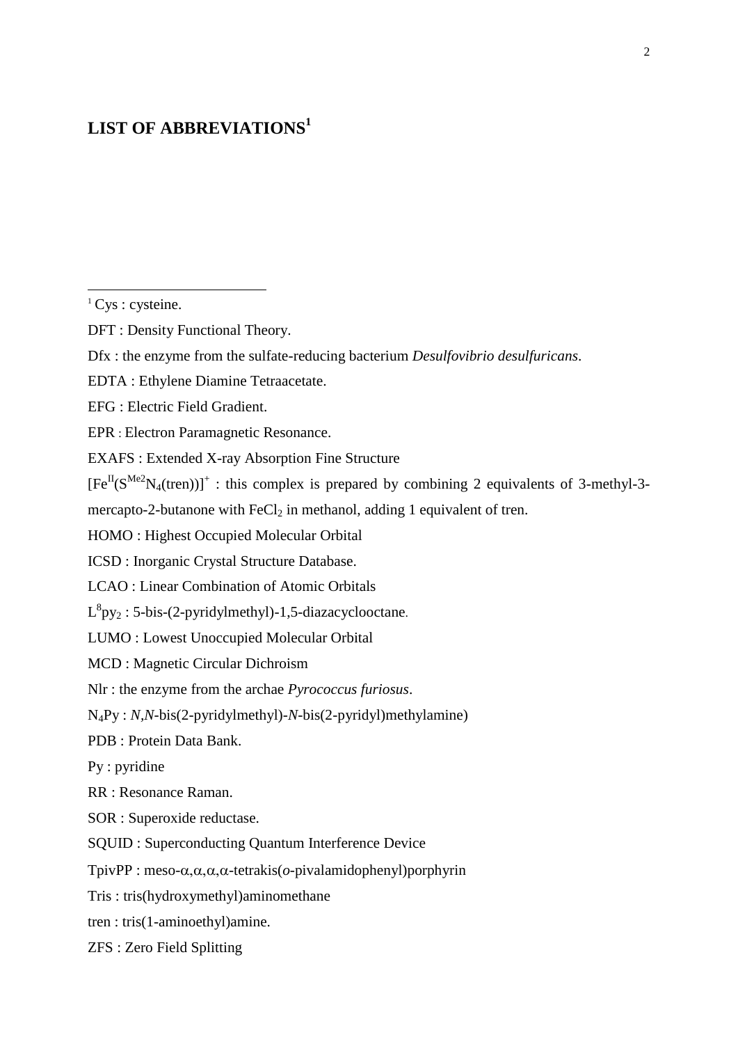# LIST OF ABBREVIATIONS[1]

[1] Cys : cysteine.

DFT : Density Functional Theory.

Dfx : the enzyme from the sulfate-reducing bacterium *Desulfovibrio desulfuricans*.

EDTA : Ethylene Diamine Tetraacetate.

EFG : Electric Field Gradient.

EPR : Electron Paramagnetic Resonance.

EXAFS : Extended X-ray Absorption Fine Structure

$[Fe^{II}(S^{Me2}N_4(tren))]^+$ : this complex is prepared by combining 2 equivalents of 3-methyl-3-mercapto-2-butanone with $FeCl_2$ in methanol, adding 1 equivalent of tren.

HOMO : Highest Occupied Molecular Orbital

ICSD : Inorganic Crystal Structure Database.

LCAO : Linear Combination of Atomic Orbitals

$L^8py_2$ : 5-bis-(2-pyridylmethyl)-1,5-diazacyclooctane.

LUMO : Lowest Unoccupied Molecular Orbital

MCD : Magnetic Circular Dichroism

Nlr : the enzyme from the archae *Pyrococcus furiosus*.

$N_4Py$ : *N*,*N*-bis(2-pyridylmethyl)-*N*-bis(2-pyridyl)methylamine)

PDB : Protein Data Bank.

Py : pyridine

RR : Resonance Raman.

SOR : Superoxide reductase.

SQUID : Superconducting Quantum Interference Device

TpivPP : meso-α,α,α,α-tetrakis(*o*-pivalamidophenyl)porphyrin

Tris : tris(hydroxymethyl)aminomethane

tren : tris(1-aminoethyl)amine.

ZFS : Zero Field Splitting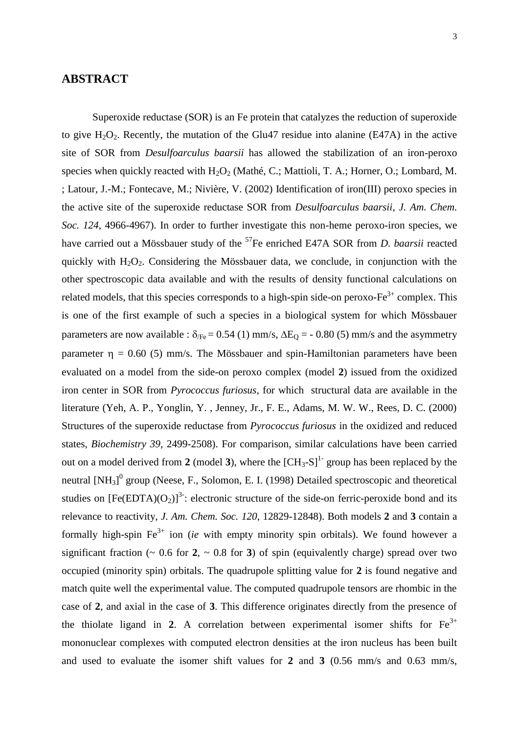## ABSTRACT

Superoxide reductase (SOR) is an Fe protein that catalyzes the reduction of superoxide to give $H_2O_2$. Recently, the mutation of the Glu47 residue into alanine (E47A) in the active site of SOR from *Desulfoarculus baarsii* has allowed the stabilization of an iron-peroxo species when quickly reacted with $H_2O_2$ (Mathé, C.; Mattioli, T. A.; Horner, O.; Lombard, M. ; Latour, J.-M.; Fontecave, M.; Nivière, V. (2002) Identification of iron(III) peroxo species in the active site of the superoxide reductase SOR from *Desulfoarculus baarsii*, *J. Am. Chem. Soc. 124*, 4966-4967). In order to further investigate this non-heme peroxo-iron species, we have carried out a Mössbauer study of the $^{57}$Fe enriched E47A SOR from *D. baarsii* reacted quickly with $H_2O_2$. Considering the Mössbauer data, we conclude, in conjunction with the other spectroscopic data available and with the results of density functional calculations on related models, that this species corresponds to a high-spin side-on peroxo-$Fe^{3+}$ complex. This is one of the first example of such a species in a biological system for which Mössbauer parameters are now available : $\delta_{/Fe} = 0.54$ (1) mm/s, $\Delta E_Q = -0.80$ (5) mm/s and the asymmetry parameter $\eta = 0.60$ (5) mm/s. The Mössbauer and spin-Hamiltonian parameters have been evaluated on a model from the side-on peroxo complex (model **2**) issued from the oxidized iron center in SOR from *Pyrococcus furiosus*, for which structural data are available in the literature (Yeh, A. P., Yonglin, Y. , Jenney, Jr., F. E., Adams, M. W. W., Rees, D. C. (2000) Structures of the superoxide reductase from *Pyrococcus furiosus* in the oxidized and reduced states, *Biochemistry 39*, 2499-2508). For comparison, similar calculations have been carried out on a model derived from **2** (model **3**), where the $[CH_3\text{-}S]^{1-}$ group has been replaced by the neutral $[NH_3]^0$ group (Neese, F., Solomon, E. I. (1998) Detailed spectroscopic and theoretical studies on $[Fe(EDTA)(O_2)]^{3-}$: electronic structure of the side-on ferric-peroxide bond and its relevance to reactivity, *J. Am. Chem. Soc. 120*, 12829-12848). Both models **2** and **3** contain a formally high-spin $Fe^{3+}$ ion (*ie* with empty minority spin orbitals). We found however a significant fraction (~ 0.6 for **2**, ~ 0.8 for **3**) of spin (equivalently charge) spread over two occupied (minority spin) orbitals. The quadrupole splitting value for **2** is found negative and match quite well the experimental value. The computed quadrupole tensors are rhombic in the case of **2**, and axial in the case of **3**. This difference originates directly from the presence of the thiolate ligand in **2**. A correlation between experimental isomer shifts for $Fe^{3+}$ mononuclear complexes with computed electron densities at the iron nucleus has been built and used to evaluate the isomer shift values for **2** and **3** (0.56 mm/s and 0.63 mm/s,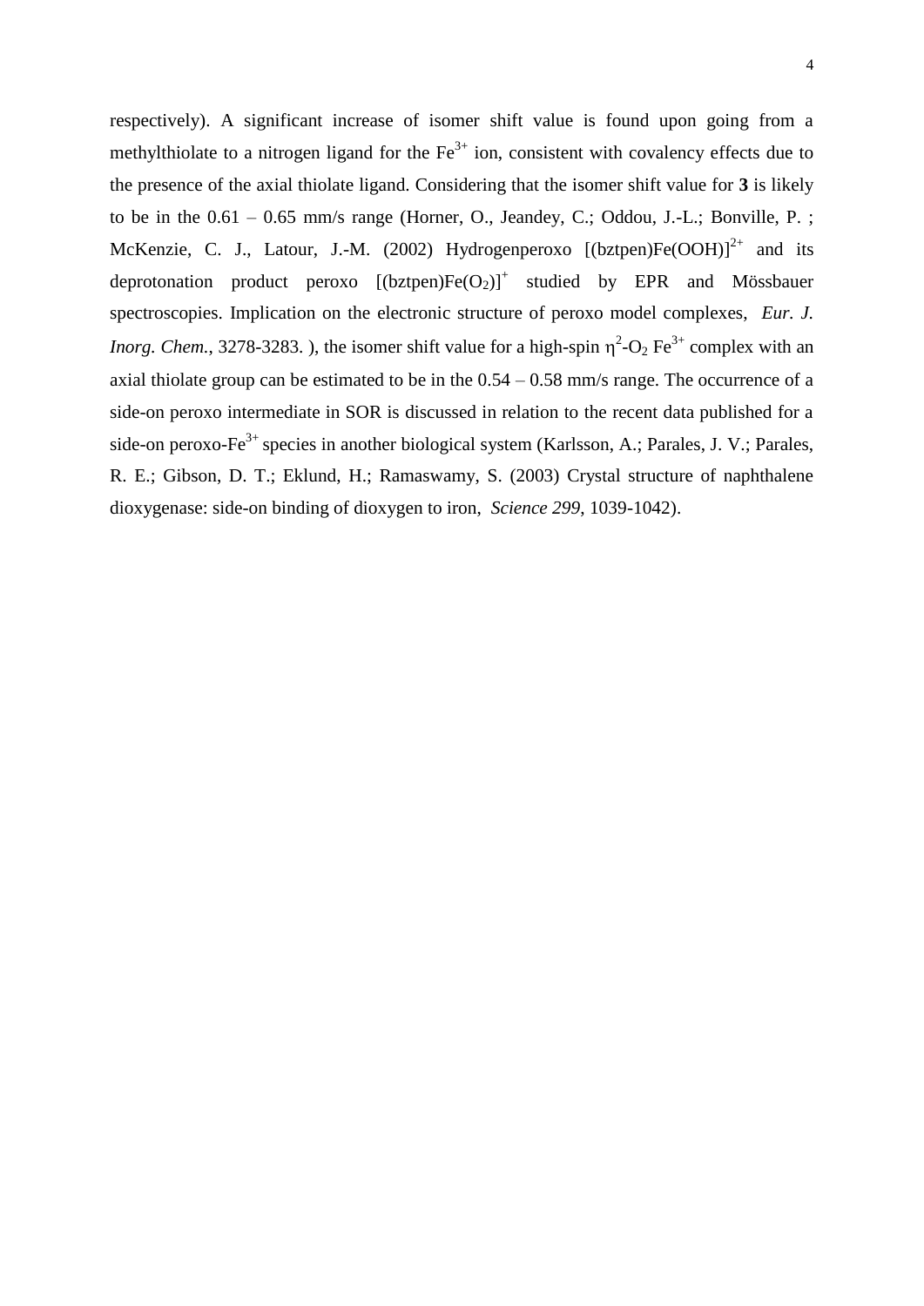respectively). A significant increase of isomer shift value is found upon going from a methylthiolate to a nitrogen ligand for the $Fe^{3+}$ ion, consistent with covalency effects due to the presence of the axial thiolate ligand. Considering that the isomer shift value for **3** is likely to be in the 0.61 – 0.65 mm/s range (Horner, O., Jeandey, C.; Oddou, J.-L.; Bonville, P. ; McKenzie, C. J., Latour, J.-M. (2002) Hydrogenperoxo $[(\text{bztpen})Fe(OOH)]^{2+}$ and its deprotonation product peroxo $[(\text{bztpen})Fe(O_2)]^{+}$ studied by EPR and Mössbauer spectroscopies. Implication on the electronic structure of peroxo model complexes, *Eur. J. Inorg. Chem.*, 3278-3283. ), the isomer shift value for a high-spin $\eta^2$-$O_2$ $Fe^{3+}$ complex with an axial thiolate group can be estimated to be in the 0.54 – 0.58 mm/s range. The occurrence of a side-on peroxo intermediate in SOR is discussed in relation to the recent data published for a side-on peroxo-$Fe^{3+}$ species in another biological system (Karlsson, A.; Parales, J. V.; Parales, R. E.; Gibson, D. T.; Eklund, H.; Ramaswamy, S. (2003) Crystal structure of naphthalene dioxygenase: side-on binding of dioxygen to iron, *Science 299*, 1039-1042).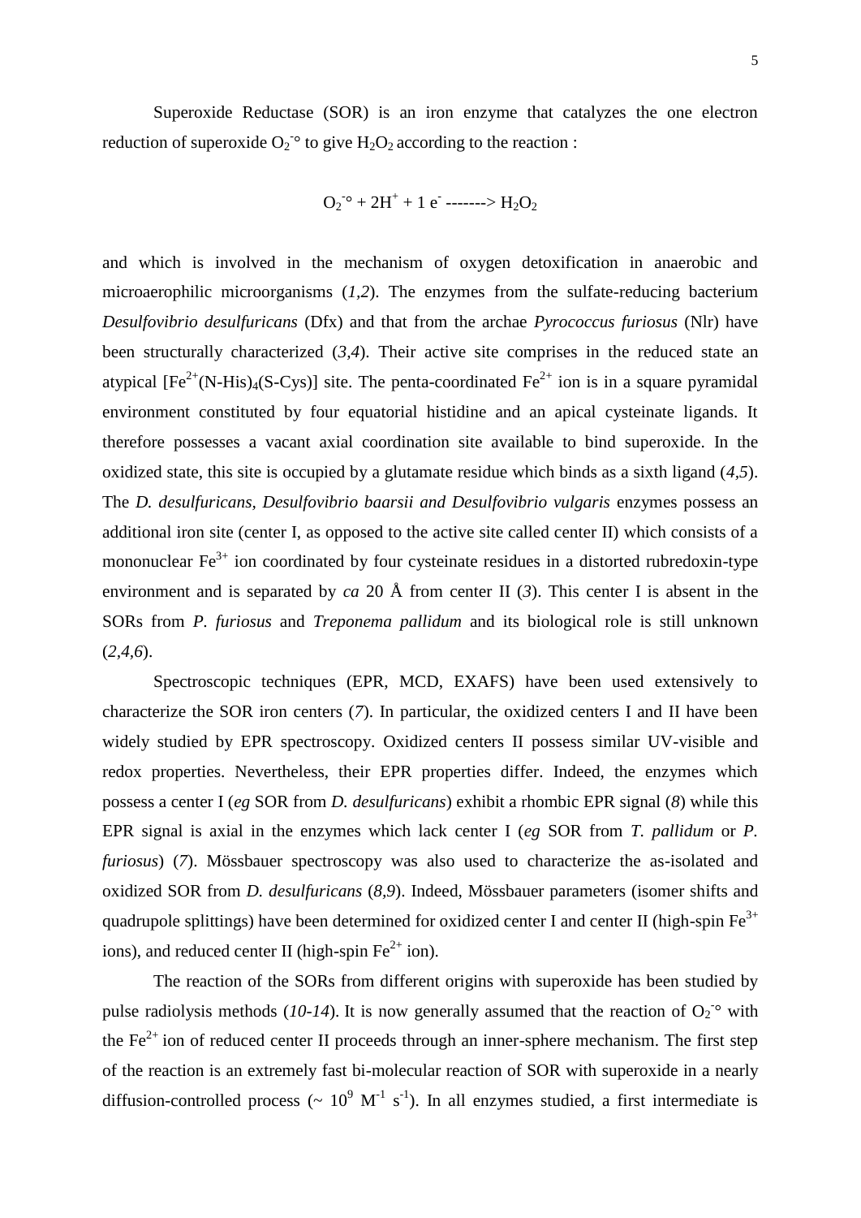Superoxide Reductase (SOR) is an iron enzyme that catalyzes the one electron reduction of superoxide $O_2^{-\circ}$ to give $H_2O_2$ according to the reaction :

$$O_2^{-\circ} + 2H^+ + 1\ e^- \text{ -------> } H_2O_2$$

and which is involved in the mechanism of oxygen detoxification in anaerobic and microaerophilic microorganisms (*1,2*). The enzymes from the sulfate-reducing bacterium *Desulfovibrio desulfuricans* (Dfx) and that from the archae *Pyrococcus furiosus* (Nlr) have been structurally characterized (*3,4*). Their active site comprises in the reduced state an atypical $[Fe^{2+}(N\text{-His})_4(S\text{-Cys})]$ site. The penta-coordinated $Fe^{2+}$ ion is in a square pyramidal environment constituted by four equatorial histidine and an apical cysteinate ligands. It therefore possesses a vacant axial coordination site available to bind superoxide. In the oxidized state, this site is occupied by a glutamate residue which binds as a sixth ligand (*4,5*). The *D. desulfuricans*, *Desulfovibrio baarsii and Desulfovibrio vulgaris* enzymes possess an additional iron site (center I, as opposed to the active site called center II) which consists of a mononuclear $Fe^{3+}$ ion coordinated by four cysteinate residues in a distorted rubredoxin-type environment and is separated by *ca* 20 Å from center II (*3*). This center I is absent in the SORs from *P. furiosus* and *Treponema pallidum* and its biological role is still unknown (*2,4,6*).

Spectroscopic techniques (EPR, MCD, EXAFS) have been used extensively to characterize the SOR iron centers (*7*). In particular, the oxidized centers I and II have been widely studied by EPR spectroscopy. Oxidized centers II possess similar UV-visible and redox properties. Nevertheless, their EPR properties differ. Indeed, the enzymes which possess a center I (*eg* SOR from *D. desulfuricans*) exhibit a rhombic EPR signal (*8*) while this EPR signal is axial in the enzymes which lack center I (*eg* SOR from *T. pallidum* or *P. furiosus*) (*7*). Mössbauer spectroscopy was also used to characterize the as-isolated and oxidized SOR from *D. desulfuricans* (*8,9*). Indeed, Mössbauer parameters (isomer shifts and quadrupole splittings) have been determined for oxidized center I and center II (high-spin $Fe^{3+}$ ions), and reduced center II (high-spin $Fe^{2+}$ ion).

The reaction of the SORs from different origins with superoxide has been studied by pulse radiolysis methods (*10-14*). It is now generally assumed that the reaction of $O_2^{-\circ}$ with the $Fe^{2+}$ ion of reduced center II proceeds through an inner-sphere mechanism. The first step of the reaction is an extremely fast bi-molecular reaction of SOR with superoxide in a nearly diffusion-controlled process ($\sim 10^9$ $M^{-1}$ $s^{-1}$). In all enzymes studied, a first intermediate is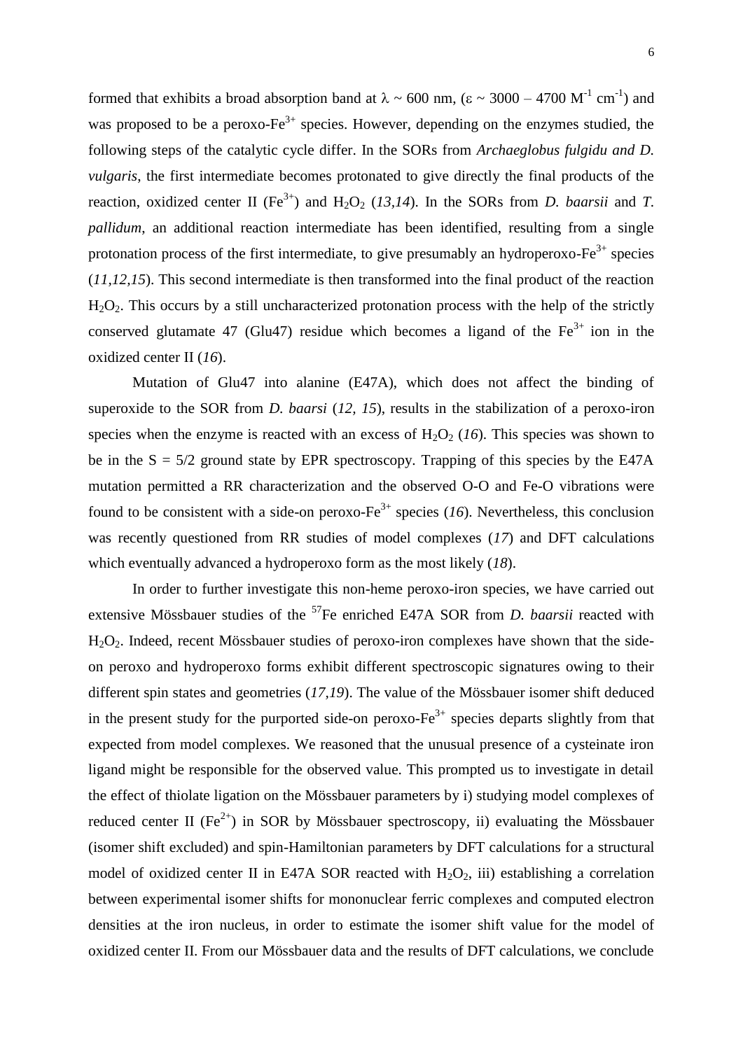formed that exhibits a broad absorption band at $\lambda \sim 600$ nm, ($\varepsilon \sim 3000 - 4700$ $M^{-1}$ $cm^{-1}$) and was proposed to be a peroxo-$Fe^{3+}$ species. However, depending on the enzymes studied, the following steps of the catalytic cycle differ. In the SORs from *Archaeglobus fulgidu and D. vulgaris*, the first intermediate becomes protonated to give directly the final products of the reaction, oxidized center II ($Fe^{3+}$) and $H_2O_2$ (*13,14*). In the SORs from *D. baarsii* and *T. pallidum*, an additional reaction intermediate has been identified, resulting from a single protonation process of the first intermediate, to give presumably an hydroperoxo-$Fe^{3+}$ species (*11,12,15*). This second intermediate is then transformed into the final product of the reaction $H_2O_2$. This occurs by a still uncharacterized protonation process with the help of the strictly conserved glutamate 47 (Glu47) residue which becomes a ligand of the $Fe^{3+}$ ion in the oxidized center II (*16*).

Mutation of Glu47 into alanine (E47A), which does not affect the binding of superoxide to the SOR from *D. baarsi* (*12, 15*), results in the stabilization of a peroxo-iron species when the enzyme is reacted with an excess of $H_2O_2$ (*16*). This species was shown to be in the $S = 5/2$ ground state by EPR spectroscopy. Trapping of this species by the E47A mutation permitted a RR characterization and the observed O-O and Fe-O vibrations were found to be consistent with a side-on peroxo-$Fe^{3+}$ species (*16*). Nevertheless, this conclusion was recently questioned from RR studies of model complexes (*17*) and DFT calculations which eventually advanced a hydroperoxo form as the most likely (*18*).

In order to further investigate this non-heme peroxo-iron species, we have carried out extensive Mössbauer studies of the $^{57}$Fe enriched E47A SOR from *D. baarsii* reacted with $H_2O_2$. Indeed, recent Mössbauer studies of peroxo-iron complexes have shown that the side-on peroxo and hydroperoxo forms exhibit different spectroscopic signatures owing to their different spin states and geometries (*17,19*). The value of the Mössbauer isomer shift deduced in the present study for the purported side-on peroxo-$Fe^{3+}$ species departs slightly from that expected from model complexes. We reasoned that the unusual presence of a cysteinate iron ligand might be responsible for the observed value. This prompted us to investigate in detail the effect of thiolate ligation on the Mössbauer parameters by i) studying model complexes of reduced center II ($Fe^{2+}$) in SOR by Mössbauer spectroscopy, ii) evaluating the Mössbauer (isomer shift excluded) and spin-Hamiltonian parameters by DFT calculations for a structural model of oxidized center II in E47A SOR reacted with $H_2O_2$, iii) establishing a correlation between experimental isomer shifts for mononuclear ferric complexes and computed electron densities at the iron nucleus, in order to estimate the isomer shift value for the model of oxidized center II. From our Mössbauer data and the results of DFT calculations, we conclude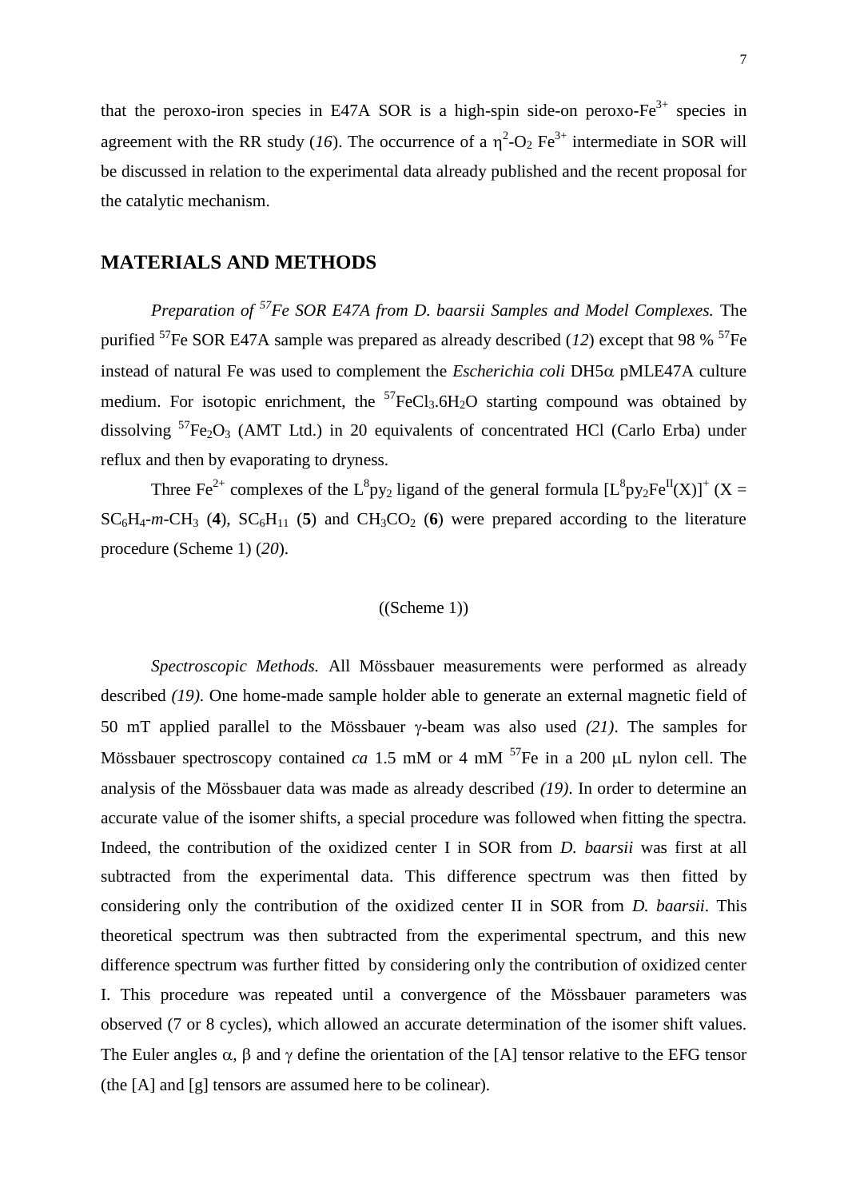that the peroxo-iron species in E47A SOR is a high-spin side-on peroxo-$Fe^{3+}$ species in agreement with the RR study (*16*). The occurrence of a $\eta^2$-$O_2$ $Fe^{3+}$ intermediate in SOR will be discussed in relation to the experimental data already published and the recent proposal for the catalytic mechanism.

## MATERIALS AND METHODS

*Preparation of $^{57}$Fe SOR E47A from D. baarsii Samples and Model Complexes.* The purified $^{57}$Fe SOR E47A sample was prepared as already described (*12*) except that 98 % $^{57}$Fe instead of natural Fe was used to complement the *Escherichia coli* DH5$\alpha$ pMLE47A culture medium. For isotopic enrichment, the $^{57}FeCl_3.6H_2O$ starting compound was obtained by dissolving $^{57}Fe_2O_3$ (AMT Ltd.) in 20 equivalents of concentrated HCl (Carlo Erba) under reflux and then by evaporating to dryness.

Three $Fe^{2+}$ complexes of the $L^8py_2$ ligand of the general formula $[L^8py_2Fe^{II}(X)]^+$ (X = $SC_6H_4$-*m*-$CH_3$ (**4**), $SC_6H_{11}$ (**5**) and $CH_3CO_2$ (**6**) were prepared according to the literature procedure (Scheme 1) (*20*).

((Scheme 1))

*Spectroscopic Methods.* All Mössbauer measurements were performed as already described *(19)*. One home-made sample holder able to generate an external magnetic field of 50 mT applied parallel to the Mössbauer $\gamma$-beam was also used *(21)*. The samples for Mössbauer spectroscopy contained *ca* 1.5 mM or 4 mM $^{57}$Fe in a 200 $\mu$L nylon cell. The analysis of the Mössbauer data was made as already described *(19)*. In order to determine an accurate value of the isomer shifts, a special procedure was followed when fitting the spectra. Indeed, the contribution of the oxidized center I in SOR from *D. baarsii* was first at all subtracted from the experimental data. This difference spectrum was then fitted by considering only the contribution of the oxidized center II in SOR from *D. baarsii*. This theoretical spectrum was then subtracted from the experimental spectrum, and this new difference spectrum was further fitted by considering only the contribution of oxidized center I. This procedure was repeated until a convergence of the Mössbauer parameters was observed (7 or 8 cycles), which allowed an accurate determination of the isomer shift values. The Euler angles $\alpha$, $\beta$ and $\gamma$ define the orientation of the [A] tensor relative to the EFG tensor (the [A] and [g] tensors are assumed here to be colinear).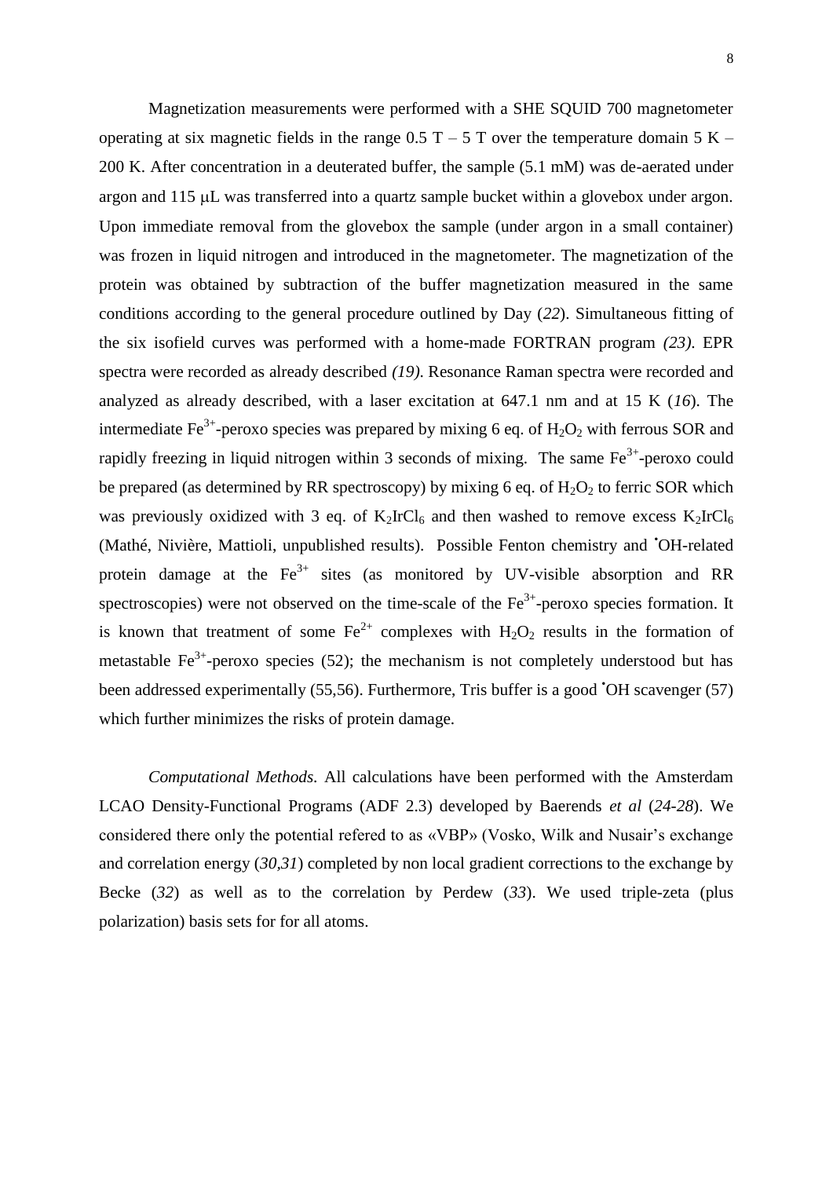Magnetization measurements were performed with a SHE SQUID 700 magnetometer operating at six magnetic fields in the range 0.5 T – 5 T over the temperature domain 5 K – 200 K. After concentration in a deuterated buffer, the sample (5.1 mM) was de-aerated under argon and 115 μL was transferred into a quartz sample bucket within a glovebox under argon. Upon immediate removal from the glovebox the sample (under argon in a small container) was frozen in liquid nitrogen and introduced in the magnetometer. The magnetization of the protein was obtained by subtraction of the buffer magnetization measured in the same conditions according to the general procedure outlined by Day (*22*). Simultaneous fitting of the six isofield curves was performed with a home-made FORTRAN program *(23)*. EPR spectra were recorded as already described *(19)*. Resonance Raman spectra were recorded and analyzed as already described, with a laser excitation at 647.1 nm and at 15 K (*16*). The intermediate $Fe^{3+}$-peroxo species was prepared by mixing 6 eq. of $H_2O_2$ with ferrous SOR and rapidly freezing in liquid nitrogen within 3 seconds of mixing. The same $Fe^{3+}$-peroxo could be prepared (as determined by RR spectroscopy) by mixing 6 eq. of $H_2O_2$ to ferric SOR which was previously oxidized with 3 eq. of $K_2IrCl_6$ and then washed to remove excess $K_2IrCl_6$ (Mathé, Nivière, Mattioli, unpublished results). Possible Fenton chemistry and $^{\bullet}$OH-related protein damage at the $Fe^{3+}$ sites (as monitored by UV-visible absorption and RR spectroscopies) were not observed on the time-scale of the $Fe^{3+}$-peroxo species formation. It is known that treatment of some $Fe^{2+}$ complexes with $H_2O_2$ results in the formation of metastable $Fe^{3+}$-peroxo species (52); the mechanism is not completely understood but has been addressed experimentally (55,56). Furthermore, Tris buffer is a good $^{\bullet}$OH scavenger (57) which further minimizes the risks of protein damage.

*Computational Methods.* All calculations have been performed with the Amsterdam LCAO Density-Functional Programs (ADF 2.3) developed by Baerends *et al* (*24-28*). We considered there only the potential refered to as «VBP» (Vosko, Wilk and Nusair's exchange and correlation energy (*30,31*) completed by non local gradient corrections to the exchange by Becke (*32*) as well as to the correlation by Perdew (*33*). We used triple-zeta (plus polarization) basis sets for for all atoms.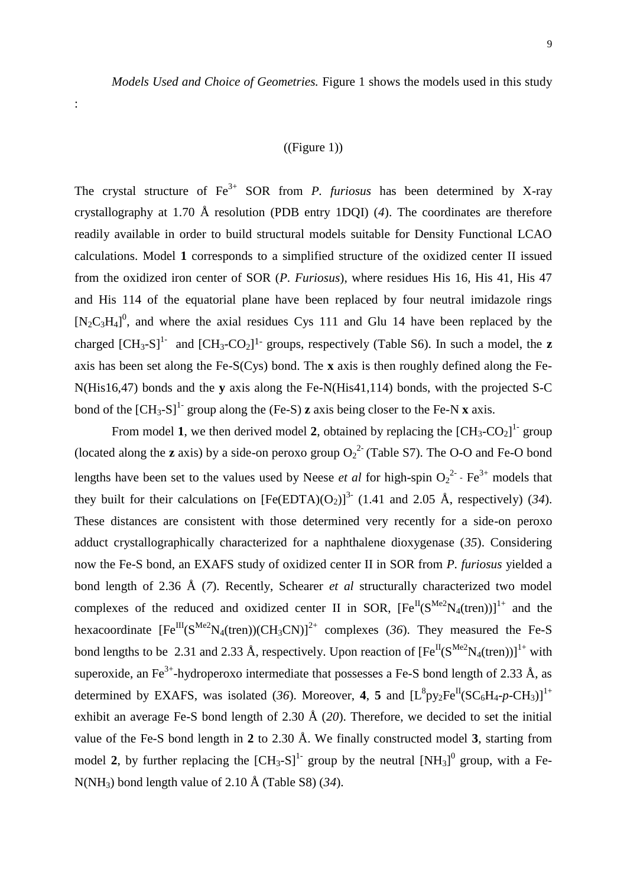*Models Used and Choice of Geometries.* Figure 1 shows the models used in this study :

((Figure 1))

The crystal structure of $Fe^{3+}$ SOR from *P. furiosus* has been determined by X-ray crystallography at 1.70 Å resolution (PDB entry 1DQI) (*4*). The coordinates are therefore readily available in order to build structural models suitable for Density Functional LCAO calculations. Model **1** corresponds to a simplified structure of the oxidized center II issued from the oxidized iron center of SOR (*P. Furiosus*), where residues His 16, His 41, His 47 and His 114 of the equatorial plane have been replaced by four neutral imidazole rings $[N_2C_3H_4]^0$, and where the axial residues Cys 111 and Glu 14 have been replaced by the charged $[CH_3\text{-}S]^{1-}$ and $[CH_3\text{-}CO_2]^{1-}$ groups, respectively (Table S6). In such a model, the **z** axis has been set along the Fe-S(Cys) bond. The **x** axis is then roughly defined along the Fe-N(His16,47) bonds and the **y** axis along the Fe-N(His41,114) bonds, with the projected S-C bond of the $[CH_3\text{-}S]^{1-}$ group along the (Fe-S) **z** axis being closer to the Fe-N **x** axis.

From model **1**, we then derived model **2**, obtained by replacing the $[CH_3\text{-}CO_2]^{1-}$ group (located along the **z** axis) by a side-on peroxo group $O_2^{2-}$ (Table S7). The O-O and Fe-O bond lengths have been set to the values used by Neese *et al* for high-spin $O_2^{2-}$ - $Fe^{3+}$ models that they built for their calculations on $[Fe(EDTA)(O_2)]^{3-}$ (1.41 and 2.05 Å, respectively) (*34*). These distances are consistent with those determined very recently for a side-on peroxo adduct crystallographically characterized for a naphthalene dioxygenase (*35*). Considering now the Fe-S bond, an EXAFS study of oxidized center II in SOR from *P. furiosus* yielded a bond length of 2.36 Å (*7*). Recently, Schearer *et al* structurally characterized two model complexes of the reduced and oxidized center II in SOR, $[Fe^{II}(S^{Me2}N_4(tren))]^{1+}$ and the hexacoordinate $[Fe^{III}(S^{Me2}N_4(tren))(CH_3CN)]^{2+}$ complexes (*36*). They measured the Fe-S bond lengths to be 2.31 and 2.33 Å, respectively. Upon reaction of $[Fe^{II}(S^{Me2}N_4(tren))]^{1+}$ with superoxide, an $Fe^{3+}$-hydroperoxo intermediate that possesses a Fe-S bond length of 2.33 Å, as determined by EXAFS, was isolated (*36*). Moreover, **4**, **5** and $[L^8py_2Fe^{II}(SC_6H_4\text{-}p\text{-}CH_3)]^{1+}$ exhibit an average Fe-S bond length of 2.30 Å (*20*). Therefore, we decided to set the initial value of the Fe-S bond length in **2** to 2.30 Å. We finally constructed model **3**, starting from model **2**, by further replacing the $[CH_3\text{-}S]^{1-}$ group by the neutral $[NH_3]^0$ group, with a Fe-N($NH_3$) bond length value of 2.10 Å (Table S8) (*34*).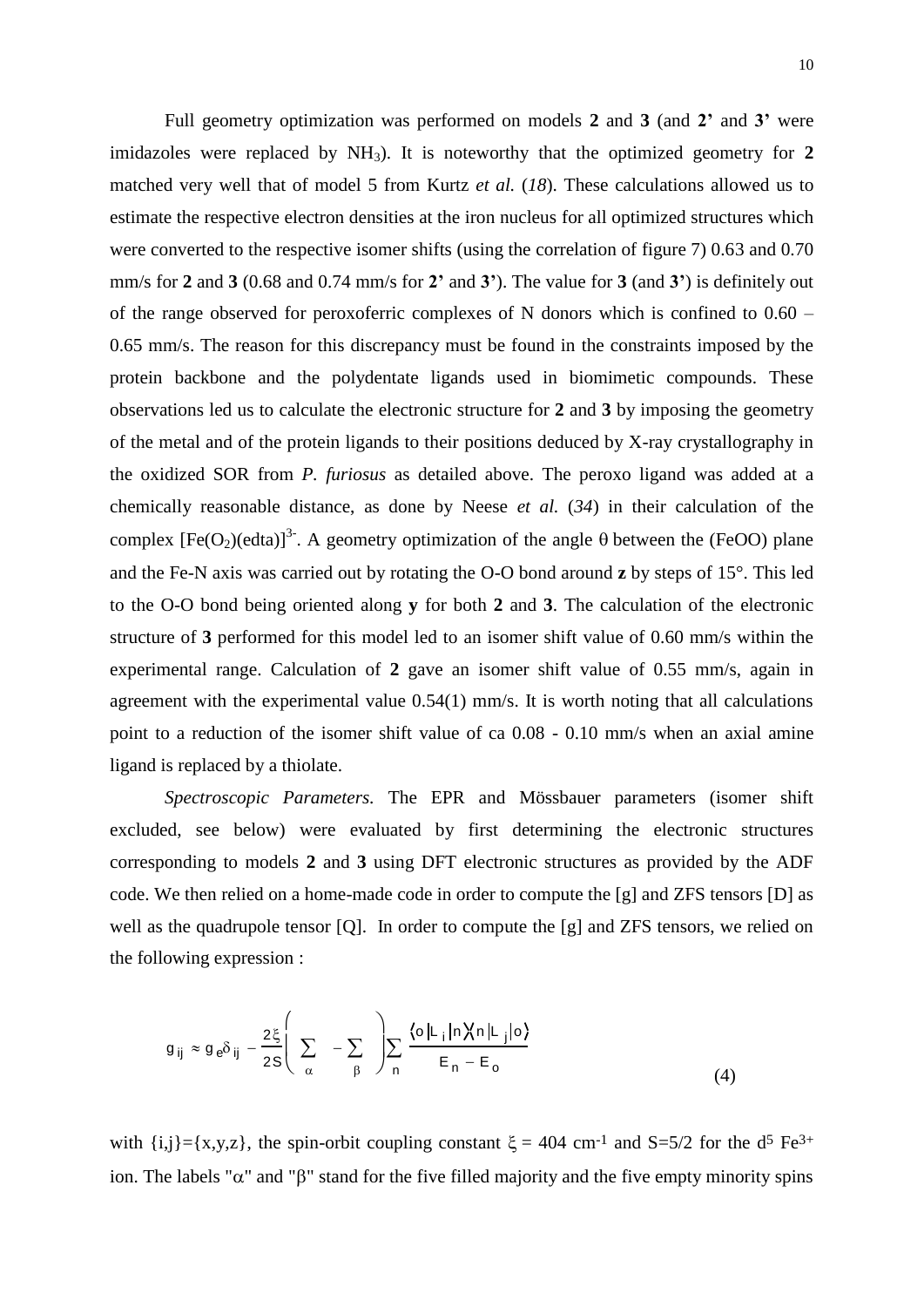Full geometry optimization was performed on models **2** and **3** (and **2'** and **3'** were imidazoles were replaced by $NH_3$). It is noteworthy that the optimized geometry for **2** matched very well that of model 5 from Kurtz *et al.* (*18*). These calculations allowed us to estimate the respective electron densities at the iron nucleus for all optimized structures which were converted to the respective isomer shifts (using the correlation of figure 7) 0.63 and 0.70 mm/s for **2** and **3** (0.68 and 0.74 mm/s for **2'** and **3'**). The value for **3** (and **3'**) is definitely out of the range observed for peroxoferric complexes of N donors which is confined to 0.60 – 0.65 mm/s. The reason for this discrepancy must be found in the constraints imposed by the protein backbone and the polydentate ligands used in biomimetic compounds. These observations led us to calculate the electronic structure for **2** and **3** by imposing the geometry of the metal and of the protein ligands to their positions deduced by X-ray crystallography in the oxidized SOR from *P. furiosus* as detailed above. The peroxo ligand was added at a chemically reasonable distance, as done by Neese *et al.* (*34*) in their calculation of the complex $[Fe(O_2)(edta)]^{3-}$. A geometry optimization of the angle $\theta$ between the (FeOO) plane and the Fe-N axis was carried out by rotating the O-O bond around **z** by steps of 15°. This led to the O-O bond being oriented along **y** for both **2** and **3**. The calculation of the electronic structure of **3** performed for this model led to an isomer shift value of 0.60 mm/s within the experimental range. Calculation of **2** gave an isomer shift value of 0.55 mm/s, again in agreement with the experimental value 0.54(1) mm/s. It is worth noting that all calculations point to a reduction of the isomer shift value of ca 0.08 - 0.10 mm/s when an axial amine ligand is replaced by a thiolate.

*Spectroscopic Parameters.* The EPR and Mössbauer parameters (isomer shift excluded, see below) were evaluated by first determining the electronic structures corresponding to models **2** and **3** using DFT electronic structures as provided by the ADF code. We then relied on a home-made code in order to compute the [g] and ZFS tensors [D] as well as the quadrupole tensor [Q]. In order to compute the [g] and ZFS tensors, we relied on the following expression :

$$g_{ij} \approx g_e \delta_{ij} - \frac{2\xi}{2S}\left( \sum_{\alpha} - \sum_{\beta} \right) \sum_{n} \frac{\langle o|L_i|n\rangle\langle n|L_j|o\rangle}{E_n - E_o} \tag{4}$$

with $\{i,j\}=\{x,y,z\}$, the spin-orbit coupling constant $\xi$ = 404 $cm^{-1}$ and S=5/2 for the $d^5$ $Fe^{3+}$ ion. The labels "$\alpha$" and "$\beta$" stand for the five filled majority and the five empty minority spins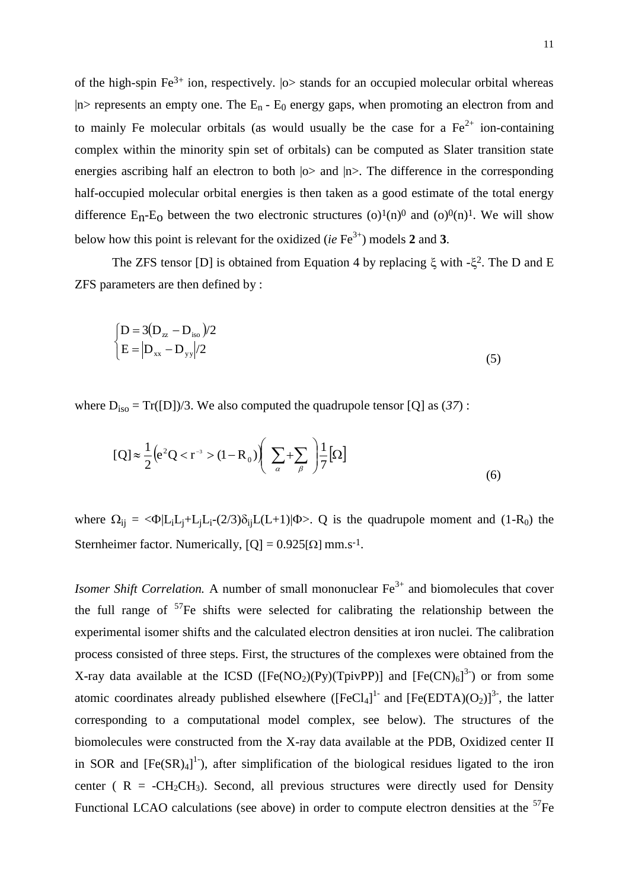of the high-spin $Fe^{3+}$ ion, respectively. |o> stands for an occupied molecular orbital whereas |n> represents an empty one. The $E_n$ - $E_0$ energy gaps, when promoting an electron from and to mainly Fe molecular orbitals (as would usually be the case for a $Fe^{2+}$ ion-containing complex within the minority spin set of orbitals) can be computed as Slater transition state energies ascribing half an electron to both |o> and |n>. The difference in the corresponding half-occupied molecular orbital energies is then taken as a good estimate of the total energy difference $E_n$-$E_o$ between the two electronic structures $(o)^1(n)^0$ and $(o)^0(n)^1$. We will show below how this point is relevant for the oxidized (*ie* $Fe^{3+}$) models **2** and **3**.

The ZFS tensor [D] is obtained from Equation 4 by replacing $\xi$ with $-\xi^2$. The D and E ZFS parameters are then defined by :

$$\begin{cases} D = 3\left(D_{zz} - D_{iso}\right)/2 \\ E = \left|D_{xx} - D_{yy}\right|/2 \end{cases} \tag{5}$$

where $D_{iso} = Tr([D])/3$. We also computed the quadrupole tensor [Q] as (*37*) :

$$[Q] \approx \frac{1}{2}\left(e^2 Q < r^{-3} > (1 - R_0)\right)\left(\sum_{\alpha} + \sum_{\beta}\right)\frac{1}{7}[\Omega] \tag{6}$$

where $\Omega_{ij} = \langle\Phi|L_iL_j+L_jL_i-(2/3)\delta_{ij}L(L+1)|\Phi\rangle$. Q is the quadrupole moment and $(1-R_0)$ the Sternheimer factor. Numerically, $[Q] = 0.925[\Omega]$ mm.s$^{-1}$.

*Isomer Shift Correlation.* A number of small mononuclear $Fe^{3+}$ and biomolecules that cover the full range of $^{57}Fe$ shifts were selected for calibrating the relationship between the experimental isomer shifts and the calculated electron densities at iron nuclei. The calibration process consisted of three steps. First, the structures of the complexes were obtained from the X-ray data available at the ICSD ($[Fe(NO_2)(Py)(TpivPP)]$ and $[Fe(CN)_6]^{3-}$) or from some atomic coordinates already published elsewhere ($[FeCl_4]^{1-}$ and $[Fe(EDTA)(O_2)]^{3-}$, the latter corresponding to a computational model complex, see below). The structures of the biomolecules were constructed from the X-ray data available at the PDB, Oxidized center II in SOR and $[Fe(SR)_4]^{1-}$), after simplification of the biological residues ligated to the iron center ( R = $-CH_2CH_3$). Second, all previous structures were directly used for Density Functional LCAO calculations (see above) in order to compute electron densities at the $^{57}Fe$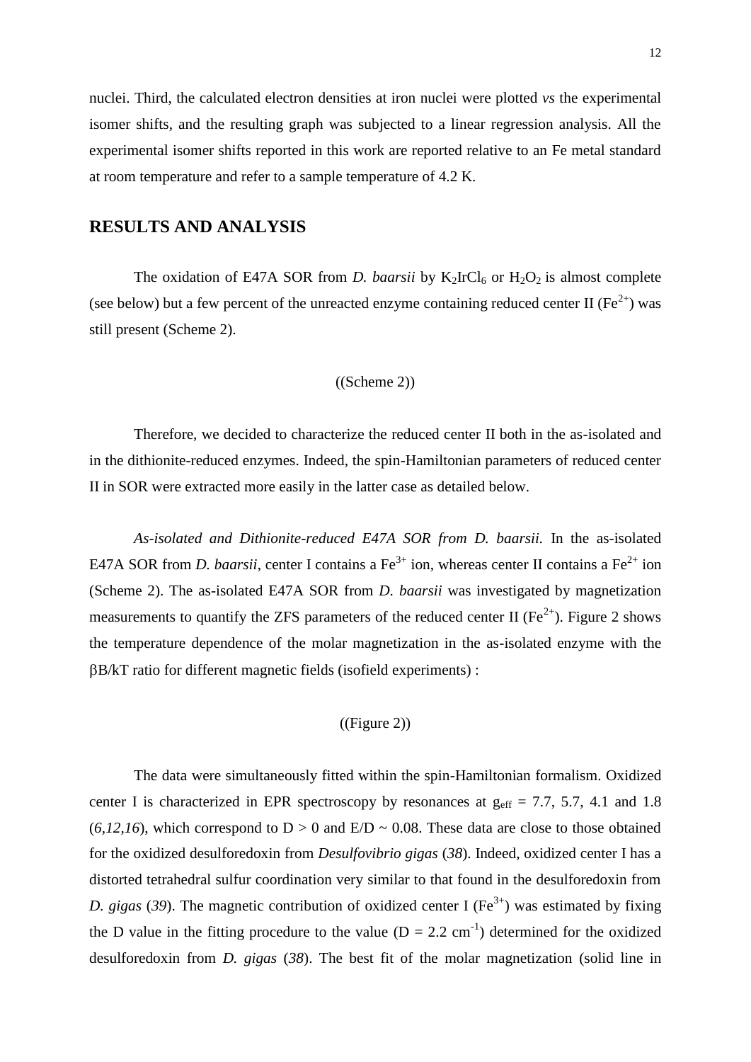nuclei. Third, the calculated electron densities at iron nuclei were plotted *vs* the experimental isomer shifts, and the resulting graph was subjected to a linear regression analysis. All the experimental isomer shifts reported in this work are reported relative to an Fe metal standard at room temperature and refer to a sample temperature of 4.2 K.

## RESULTS AND ANALYSIS

The oxidation of E47A SOR from *D. baarsii* by $K_2IrCl_6$ or $H_2O_2$ is almost complete (see below) but a few percent of the unreacted enzyme containing reduced center II ($Fe^{2+}$) was still present (Scheme 2).

((Scheme 2))

Therefore, we decided to characterize the reduced center II both in the as-isolated and in the dithionite-reduced enzymes. Indeed, the spin-Hamiltonian parameters of reduced center II in SOR were extracted more easily in the latter case as detailed below.

*As-isolated and Dithionite-reduced E47A SOR from D. baarsii.* In the as-isolated E47A SOR from *D. baarsii*, center I contains a $Fe^{3+}$ ion, whereas center II contains a $Fe^{2+}$ ion (Scheme 2). The as-isolated E47A SOR from *D. baarsii* was investigated by magnetization measurements to quantify the ZFS parameters of the reduced center II ($Fe^{2+}$). Figure 2 shows the temperature dependence of the molar magnetization in the as-isolated enzyme with the $\beta B/kT$ ratio for different magnetic fields (isofield experiments) :

((Figure 2))

The data were simultaneously fitted within the spin-Hamiltonian formalism. Oxidized center I is characterized in EPR spectroscopy by resonances at $g_{eff}$ = 7.7, 5.7, 4.1 and 1.8 (*6,12,16*), which correspond to $D > 0$ and $E/D \sim 0.08$. These data are close to those obtained for the oxidized desulforedoxin from *Desulfovibrio gigas* (*38*). Indeed, oxidized center I has a distorted tetrahedral sulfur coordination very similar to that found in the desulforedoxin from *D. gigas* (*39*). The magnetic contribution of oxidized center I ($Fe^{3+}$) was estimated by fixing the D value in the fitting procedure to the value ($D = 2.2$ cm$^{-1}$) determined for the oxidized desulforedoxin from *D. gigas* (*38*). The best fit of the molar magnetization (solid line in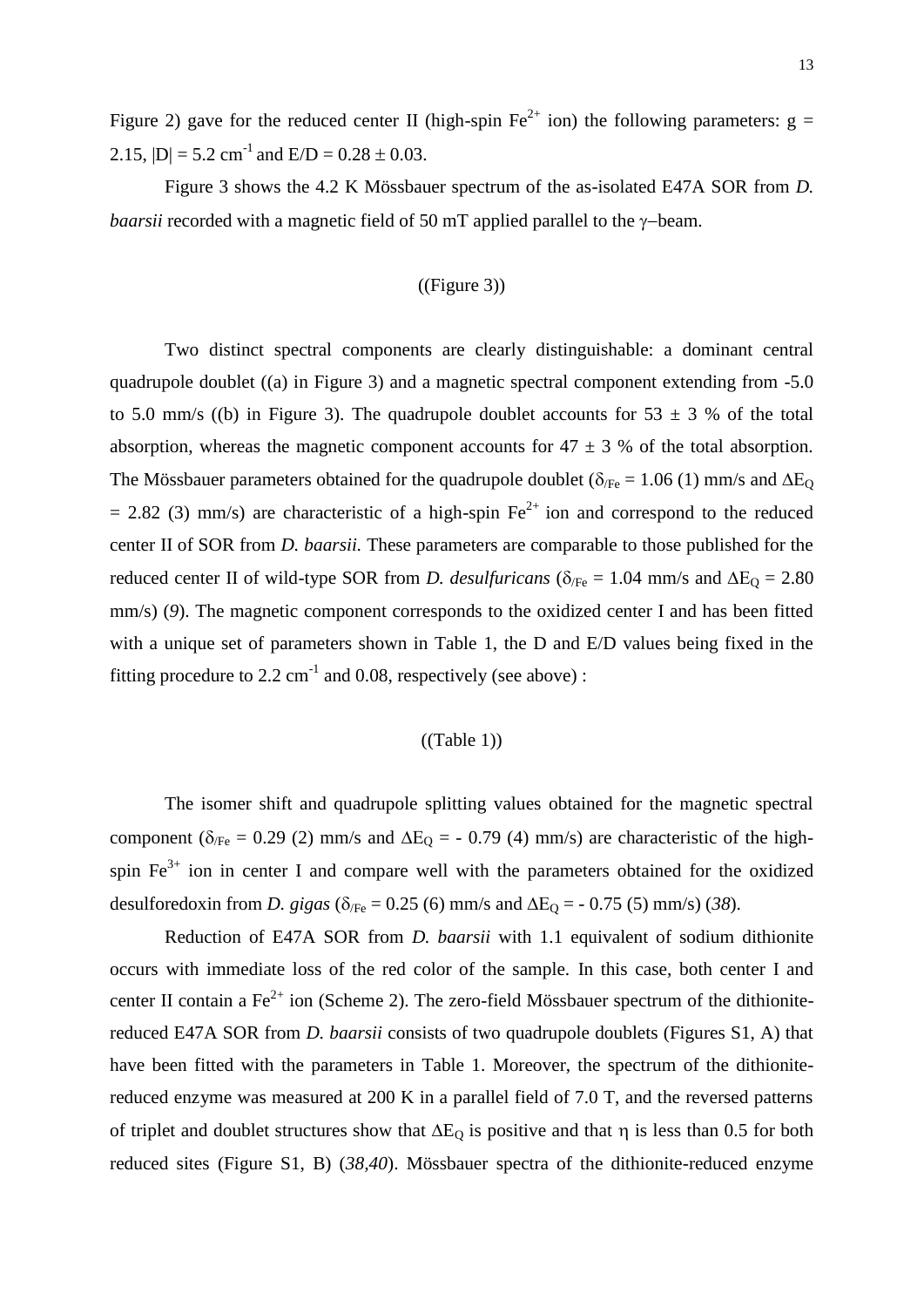Figure 2) gave for the reduced center II (high-spin $Fe^{2+}$ ion) the following parameters: g = 2.15, $|D| = 5.2$ $cm^{-1}$ and $E/D = 0.28 \pm 0.03$.

Figure 3 shows the 4.2 K Mössbauer spectrum of the as-isolated E47A SOR from *D. baarsii* recorded with a magnetic field of 50 mT applied parallel to the $\gamma$−beam.

((Figure 3))

Two distinct spectral components are clearly distinguishable: a dominant central quadrupole doublet ((a) in Figure 3) and a magnetic spectral component extending from -5.0 to 5.0 mm/s ((b) in Figure 3). The quadrupole doublet accounts for $53 \pm 3$ % of the total absorption, whereas the magnetic component accounts for $47 \pm 3$ % of the total absorption. The Mössbauer parameters obtained for the quadrupole doublet ($\delta_{/Fe} = 1.06$ (1) mm/s and $\Delta E_Q = 2.82$ (3) mm/s) are characteristic of a high-spin $Fe^{2+}$ ion and correspond to the reduced center II of SOR from *D. baarsii.* These parameters are comparable to those published for the reduced center II of wild-type SOR from *D. desulfuricans* ($\delta_{/Fe} = 1.04$ mm/s and $\Delta E_Q = 2.80$ mm/s) (*9*). The magnetic component corresponds to the oxidized center I and has been fitted with a unique set of parameters shown in Table 1, the D and E/D values being fixed in the fitting procedure to 2.2 $cm^{-1}$ and 0.08, respectively (see above) :

((Table 1))

The isomer shift and quadrupole splitting values obtained for the magnetic spectral component ($\delta_{/Fe} = 0.29$ (2) mm/s and $\Delta E_Q = -0.79$ (4) mm/s) are characteristic of the high-spin $Fe^{3+}$ ion in center I and compare well with the parameters obtained for the oxidized desulforedoxin from *D. gigas* ($\delta_{/Fe} = 0.25$ (6) mm/s and $\Delta E_Q = -0.75$ (5) mm/s) (*38*).

Reduction of E47A SOR from *D. baarsii* with 1.1 equivalent of sodium dithionite occurs with immediate loss of the red color of the sample. In this case, both center I and center II contain a $Fe^{2+}$ ion (Scheme 2). The zero-field Mössbauer spectrum of the dithionite-reduced E47A SOR from *D. baarsii* consists of two quadrupole doublets (Figures S1, A) that have been fitted with the parameters in Table 1. Moreover, the spectrum of the dithionite-reduced enzyme was measured at 200 K in a parallel field of 7.0 T, and the reversed patterns of triplet and doublet structures show that $\Delta E_Q$ is positive and that $\eta$ is less than 0.5 for both reduced sites (Figure S1, B) (*38*,*40*). Mössbauer spectra of the dithionite-reduced enzyme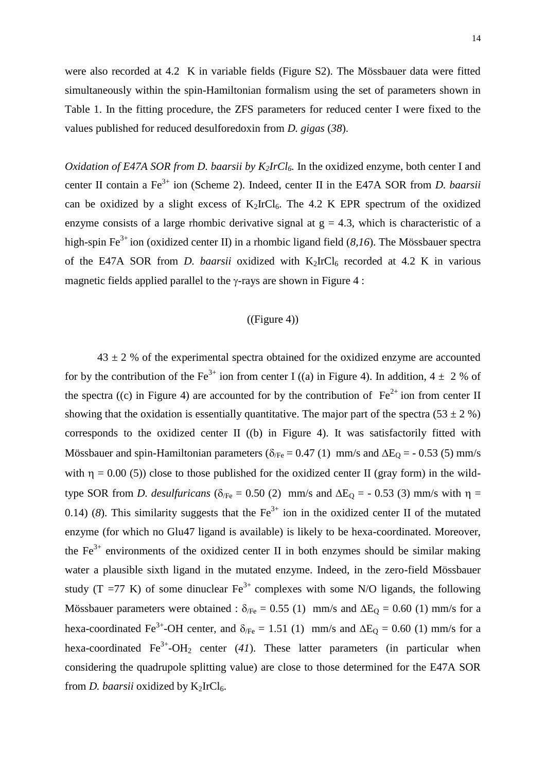were also recorded at 4.2 K in variable fields (Figure S2). The Mössbauer data were fitted simultaneously within the spin-Hamiltonian formalism using the set of parameters shown in Table 1. In the fitting procedure, the ZFS parameters for reduced center I were fixed to the values published for reduced desulforedoxin from *D. gigas* (*38*).

*Oxidation of E47A SOR from D. baarsii by $K_2IrCl_6$.* In the oxidized enzyme, both center I and center II contain a $Fe^{3+}$ ion (Scheme 2). Indeed, center II in the E47A SOR from *D. baarsii* can be oxidized by a slight excess of $K_2IrCl_6$. The 4.2 K EPR spectrum of the oxidized enzyme consists of a large rhombic derivative signal at g = 4.3, which is characteristic of a high-spin $Fe^{3+}$ ion (oxidized center II) in a rhombic ligand field (*8,16*). The Mössbauer spectra of the E47A SOR from *D. baarsii* oxidized with $K_2IrCl_6$ recorded at 4.2 K in various magnetic fields applied parallel to the $\gamma$-rays are shown in Figure 4 :

((Figure 4))

43 ± 2 % of the experimental spectra obtained for the oxidized enzyme are accounted for by the contribution of the $Fe^{3+}$ ion from center I ((a) in Figure 4). In addition, 4 ± 2 % of the spectra ((c) in Figure 4) are accounted for by the contribution of $Fe^{2+}$ ion from center II showing that the oxidation is essentially quantitative. The major part of the spectra (53 ± 2 %) corresponds to the oxidized center II ((b) in Figure 4). It was satisfactorily fitted with Mössbauer and spin-Hamiltonian parameters ($\delta_{/Fe}$ = 0.47 (1) mm/s and $\Delta E_Q$ = - 0.53 (5) mm/s with $\eta$ = 0.00 (5)) close to those published for the oxidized center II (gray form) in the wild-type SOR from *D. desulfuricans* ($\delta_{/Fe}$ = 0.50 (2) mm/s and $\Delta E_Q$ = - 0.53 (3) mm/s with $\eta$ = 0.14) (*8*). This similarity suggests that the $Fe^{3+}$ ion in the oxidized center II of the mutated enzyme (for which no Glu47 ligand is available) is likely to be hexa-coordinated. Moreover, the $Fe^{3+}$ environments of the oxidized center II in both enzymes should be similar making water a plausible sixth ligand in the mutated enzyme. Indeed, in the zero-field Mössbauer study (T =77 K) of some dinuclear $Fe^{3+}$ complexes with some N/O ligands, the following Mössbauer parameters were obtained : $\delta_{/Fe}$ = 0.55 (1) mm/s and $\Delta E_Q$ = 0.60 (1) mm/s for a hexa-coordinated $Fe^{3+}$-OH center, and $\delta_{/Fe}$ = 1.51 (1) mm/s and $\Delta E_Q$ = 0.60 (1) mm/s for a hexa-coordinated $Fe^{3+}$-$OH_2$ center (*41*). These latter parameters (in particular when considering the quadrupole splitting value) are close to those determined for the E47A SOR from *D. baarsii* oxidized by $K_2IrCl_6$.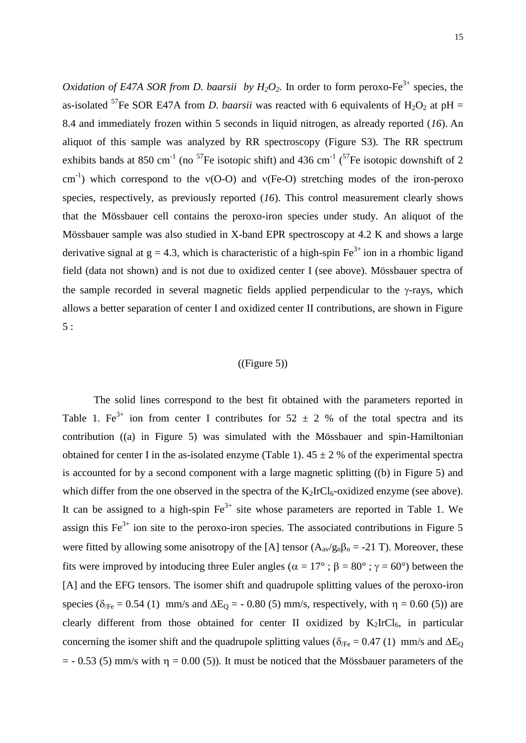*Oxidation of E47A SOR from D. baarsii by $H_2O_2$.* In order to form peroxo-$Fe^{3+}$ species, the as-isolated $^{57}$Fe SOR E47A from *D. baarsii* was reacted with 6 equivalents of $H_2O_2$ at pH = 8.4 and immediately frozen within 5 seconds in liquid nitrogen, as already reported (*16*). An aliquot of this sample was analyzed by RR spectroscopy (Figure S3). The RR spectrum exhibits bands at 850 $cm^{-1}$ (no $^{57}$Fe isotopic shift) and 436 $cm^{-1}$ ($^{57}$Fe isotopic downshift of 2 $cm^{-1}$) which correspond to the ν(O-O) and ν(Fe-O) stretching modes of the iron-peroxo species, respectively, as previously reported (*16*). This control measurement clearly shows that the Mössbauer cell contains the peroxo-iron species under study. An aliquot of the Mössbauer sample was also studied in X-band EPR spectroscopy at 4.2 K and shows a large derivative signal at g = 4.3, which is characteristic of a high-spin $Fe^{3+}$ ion in a rhombic ligand field (data not shown) and is not due to oxidized center I (see above). Mössbauer spectra of the sample recorded in several magnetic fields applied perpendicular to the γ-rays, which allows a better separation of center I and oxidized center II contributions, are shown in Figure 5 :

((Figure 5))

The solid lines correspond to the best fit obtained with the parameters reported in Table 1. $Fe^{3+}$ ion from center I contributes for 52 ± 2 % of the total spectra and its contribution ((a) in Figure 5) was simulated with the Mössbauer and spin-Hamiltonian obtained for center I in the as-isolated enzyme (Table 1). 45 ± 2 % of the experimental spectra is accounted for by a second component with a large magnetic splitting ((b) in Figure 5) and which differ from the one observed in the spectra of the $K_2IrCl_6$-oxidized enzyme (see above). It can be assigned to a high-spin $Fe^{3+}$ site whose parameters are reported in Table 1. We assign this $Fe^{3+}$ ion site to the peroxo-iron species. The associated contributions in Figure 5 were fitted by allowing some anisotropy of the [A] tensor ($A_{av}/g_n\beta_n$ = -21 T). Moreover, these fits were improved by intoducing three Euler angles ($\alpha = 17°$ ; $\beta = 80°$ ; $\gamma = 60°$) between the [A] and the EFG tensors. The isomer shift and quadrupole splitting values of the peroxo-iron species ($\delta_{/Fe}$ = 0.54 (1) mm/s and $\Delta E_Q$ = - 0.80 (5) mm/s, respectively, with $\eta$ = 0.60 (5)) are clearly different from those obtained for center II oxidized by $K_2IrCl_6$, in particular concerning the isomer shift and the quadrupole splitting values ($\delta_{/Fe}$ = 0.47 (1) mm/s and $\Delta E_Q$ = - 0.53 (5) mm/s with $\eta$ = 0.00 (5)). It must be noticed that the Mössbauer parameters of the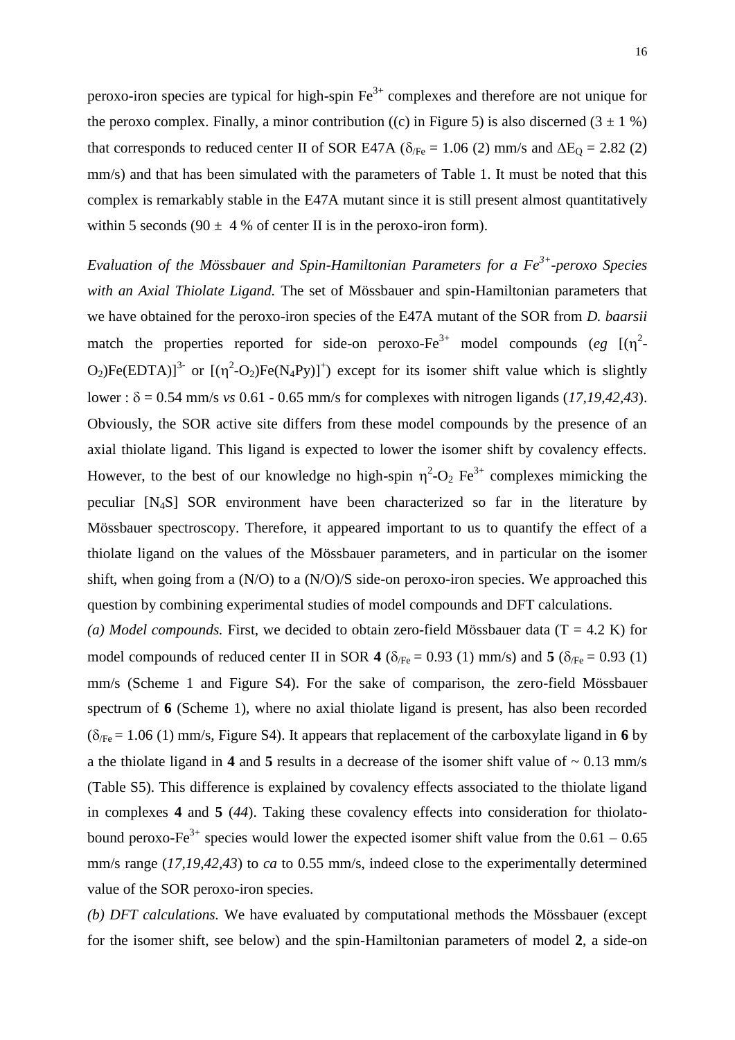peroxo-iron species are typical for high-spin $Fe^{3+}$ complexes and therefore are not unique for the peroxo complex. Finally, a minor contribution ((c) in Figure 5) is also discerned ($3 \pm 1$ %) that corresponds to reduced center II of SOR E47A ($\delta_{/Fe} = 1.06$ (2) mm/s and $\Delta E_Q = 2.82$ (2) mm/s) and that has been simulated with the parameters of Table 1. It must be noted that this complex is remarkably stable in the E47A mutant since it is still present almost quantitatively within 5 seconds ($90 \pm 4$ % of center II is in the peroxo-iron form).

*Evaluation of the Mössbauer and Spin-Hamiltonian Parameters for a $Fe^{3+}$-peroxo Species with an Axial Thiolate Ligand.* The set of Mössbauer and spin-Hamiltonian parameters that we have obtained for the peroxo-iron species of the E47A mutant of the SOR from *D. baarsii* match the properties reported for side-on peroxo-$Fe^{3+}$ model compounds (*eg* $[(\eta^2\text{-}O_2)Fe(EDTA)]^{3-}$ or $[(\eta^2\text{-}O_2)Fe(N_4Py)]^{+}$) except for its isomer shift value which is slightly lower : $\delta = 0.54$ mm/s *vs* 0.61 - 0.65 mm/s for complexes with nitrogen ligands (*17,19,42,43*). Obviously, the SOR active site differs from these model compounds by the presence of an axial thiolate ligand. This ligand is expected to lower the isomer shift by covalency effects. However, to the best of our knowledge no high-spin $\eta^2\text{-}O_2$ $Fe^{3+}$ complexes mimicking the peculiar $[N_4S]$ SOR environment have been characterized so far in the literature by Mössbauer spectroscopy. Therefore, it appeared important to us to quantify the effect of a thiolate ligand on the values of the Mössbauer parameters, and in particular on the isomer shift, when going from a (N/O) to a (N/O)/S side-on peroxo-iron species. We approached this question by combining experimental studies of model compounds and DFT calculations.

*(a) Model compounds.* First, we decided to obtain zero-field Mössbauer data (T = 4.2 K) for model compounds of reduced center II in SOR **4** ($\delta_{/Fe} = 0.93$ (1) mm/s) and **5** ($\delta_{/Fe} = 0.93$ (1) mm/s) (Scheme 1 and Figure S4). For the sake of comparison, the zero-field Mössbauer spectrum of **6** (Scheme 1), where no axial thiolate ligand is present, has also been recorded ($\delta_{/Fe} = 1.06$ (1) mm/s, Figure S4). It appears that replacement of the carboxylate ligand in **6** by a the thiolate ligand in **4** and **5** results in a decrease of the isomer shift value of ~ 0.13 mm/s (Table S5). This difference is explained by covalency effects associated to the thiolate ligand in complexes **4** and **5** (*44*). Taking these covalency effects into consideration for thiolato-bound peroxo-$Fe^{3+}$ species would lower the expected isomer shift value from the 0.61 – 0.65 mm/s range (*17,19,42,43*) to *ca* to 0.55 mm/s, indeed close to the experimentally determined value of the SOR peroxo-iron species.

*(b) DFT calculations.* We have evaluated by computational methods the Mössbauer (except for the isomer shift, see below) and the spin-Hamiltonian parameters of model **2**, a side-on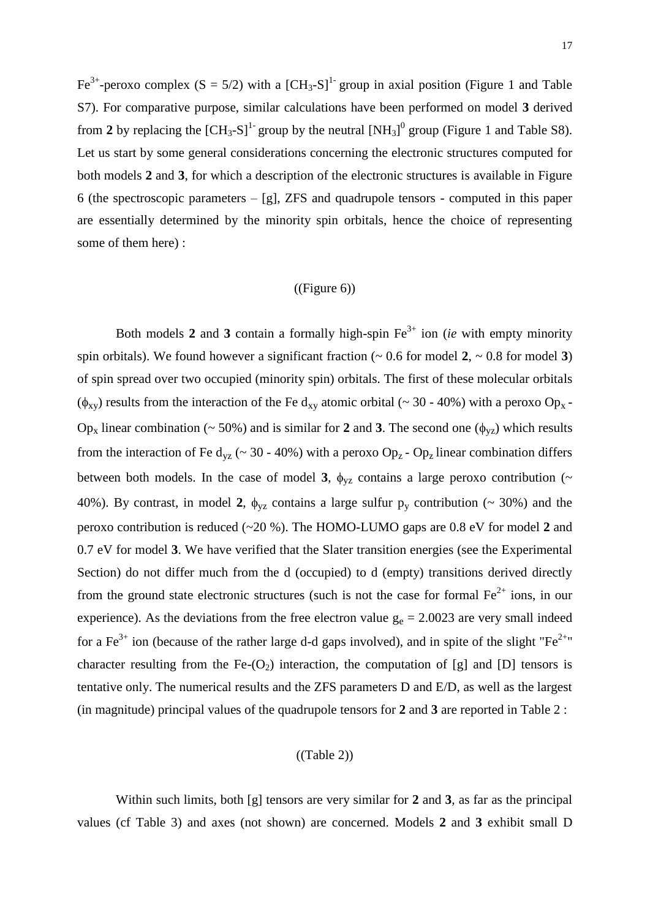$Fe^{3+}$-peroxo complex (S = 5/2) with a $[CH_3\text{-}S]^{1-}$ group in axial position (Figure 1 and Table S7). For comparative purpose, similar calculations have been performed on model **3** derived from **2** by replacing the $[CH_3\text{-}S]^{1-}$ group by the neutral $[NH_3]^0$ group (Figure 1 and Table S8). Let us start by some general considerations concerning the electronic structures computed for both models **2** and **3**, for which a description of the electronic structures is available in Figure 6 (the spectroscopic parameters – [g], ZFS and quadrupole tensors - computed in this paper are essentially determined by the minority spin orbitals, hence the choice of representing some of them here) :

((Figure 6))

Both models **2** and **3** contain a formally high-spin $Fe^{3+}$ ion (*ie* with empty minority spin orbitals). We found however a significant fraction (~ 0.6 for model **2**, ~ 0.8 for model **3**) of spin spread over two occupied (minority spin) orbitals. The first of these molecular orbitals ($\phi_{xy}$) results from the interaction of the Fe $d_{xy}$ atomic orbital (~ 30 - 40%) with a peroxo $Op_x$ - $Op_x$ linear combination (~ 50%) and is similar for **2** and **3**. The second one ($\phi_{yz}$) which results from the interaction of Fe $d_{yz}$ (~ 30 - 40%) with a peroxo $Op_z$ - $Op_z$ linear combination differs between both models. In the case of model **3**, $\phi_{yz}$ contains a large peroxo contribution (~ 40%). By contrast, in model **2**, $\phi_{yz}$ contains a large sulfur $p_y$ contribution (~ 30%) and the peroxo contribution is reduced (~20 %). The HOMO-LUMO gaps are 0.8 eV for model **2** and 0.7 eV for model **3**. We have verified that the Slater transition energies (see the Experimental Section) do not differ much from the d (occupied) to d (empty) transitions derived directly from the ground state electronic structures (such is not the case for formal $Fe^{2+}$ ions, in our experience). As the deviations from the free electron value $g_e = 2.0023$ are very small indeed for a $Fe^{3+}$ ion (because of the rather large d-d gaps involved), and in spite of the slight "$Fe^{2+}$" character resulting from the Fe-($O_2$) interaction, the computation of [g] and [D] tensors is tentative only. The numerical results and the ZFS parameters D and E/D, as well as the largest (in magnitude) principal values of the quadrupole tensors for **2** and **3** are reported in Table 2 :

((Table 2))

Within such limits, both [g] tensors are very similar for **2** and **3**, as far as the principal values (cf Table 3) and axes (not shown) are concerned. Models **2** and **3** exhibit small D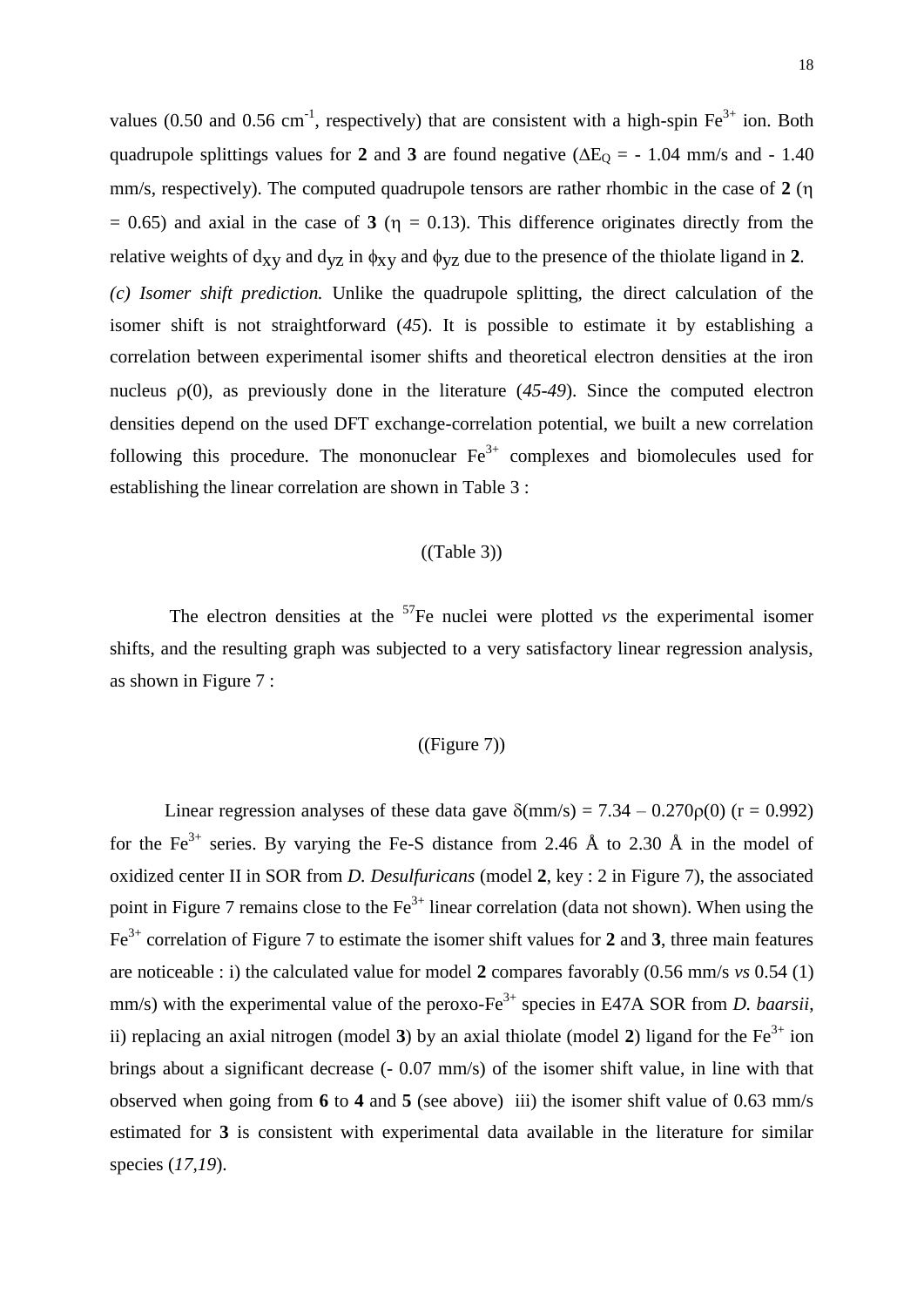values (0.50 and 0.56 $cm^{-1}$, respectively) that are consistent with a high-spin $Fe^{3+}$ ion. Both quadrupole splittings values for **2** and **3** are found negative ($\Delta E_Q$ = - 1.04 mm/s and - 1.40 mm/s, respectively). The computed quadrupole tensors are rather rhombic in the case of **2** ($\eta$ = 0.65) and axial in the case of **3** ($\eta$ = 0.13). This difference originates directly from the relative weights of $d_{xy}$ and $d_{yz}$ in $\phi_{xy}$ and $\phi_{yz}$ due to the presence of the thiolate ligand in **2**.

*(c) Isomer shift prediction.* Unlike the quadrupole splitting, the direct calculation of the isomer shift is not straightforward (*45*). It is possible to estimate it by establishing a correlation between experimental isomer shifts and theoretical electron densities at the iron nucleus $\rho(0)$, as previously done in the literature (*45-49*). Since the computed electron densities depend on the used DFT exchange-correlation potential, we built a new correlation following this procedure. The mononuclear $Fe^{3+}$ complexes and biomolecules used for establishing the linear correlation are shown in Table 3 :

((Table 3))

The electron densities at the $^{57}$Fe nuclei were plotted *vs* the experimental isomer shifts, and the resulting graph was subjected to a very satisfactory linear regression analysis, as shown in Figure 7 :

((Figure 7))

Linear regression analyses of these data gave $\delta$(mm/s) = 7.34 – 0.270$\rho(0)$ (r = 0.992) for the $Fe^{3+}$ series. By varying the Fe-S distance from 2.46 Å to 2.30 Å in the model of oxidized center II in SOR from *D. Desulfuricans* (model **2**, key : 2 in Figure 7), the associated point in Figure 7 remains close to the $Fe^{3+}$ linear correlation (data not shown). When using the $Fe^{3+}$ correlation of Figure 7 to estimate the isomer shift values for **2** and **3**, three main features are noticeable : i) the calculated value for model **2** compares favorably (0.56 mm/s *vs* 0.54 (1) mm/s) with the experimental value of the peroxo-$Fe^{3+}$ species in E47A SOR from *D. baarsii*, ii) replacing an axial nitrogen (model **3**) by an axial thiolate (model **2**) ligand for the $Fe^{3+}$ ion brings about a significant decrease (- 0.07 mm/s) of the isomer shift value, in line with that observed when going from **6** to **4** and **5** (see above) iii) the isomer shift value of 0.63 mm/s estimated for **3** is consistent with experimental data available in the literature for similar species (*17,19*).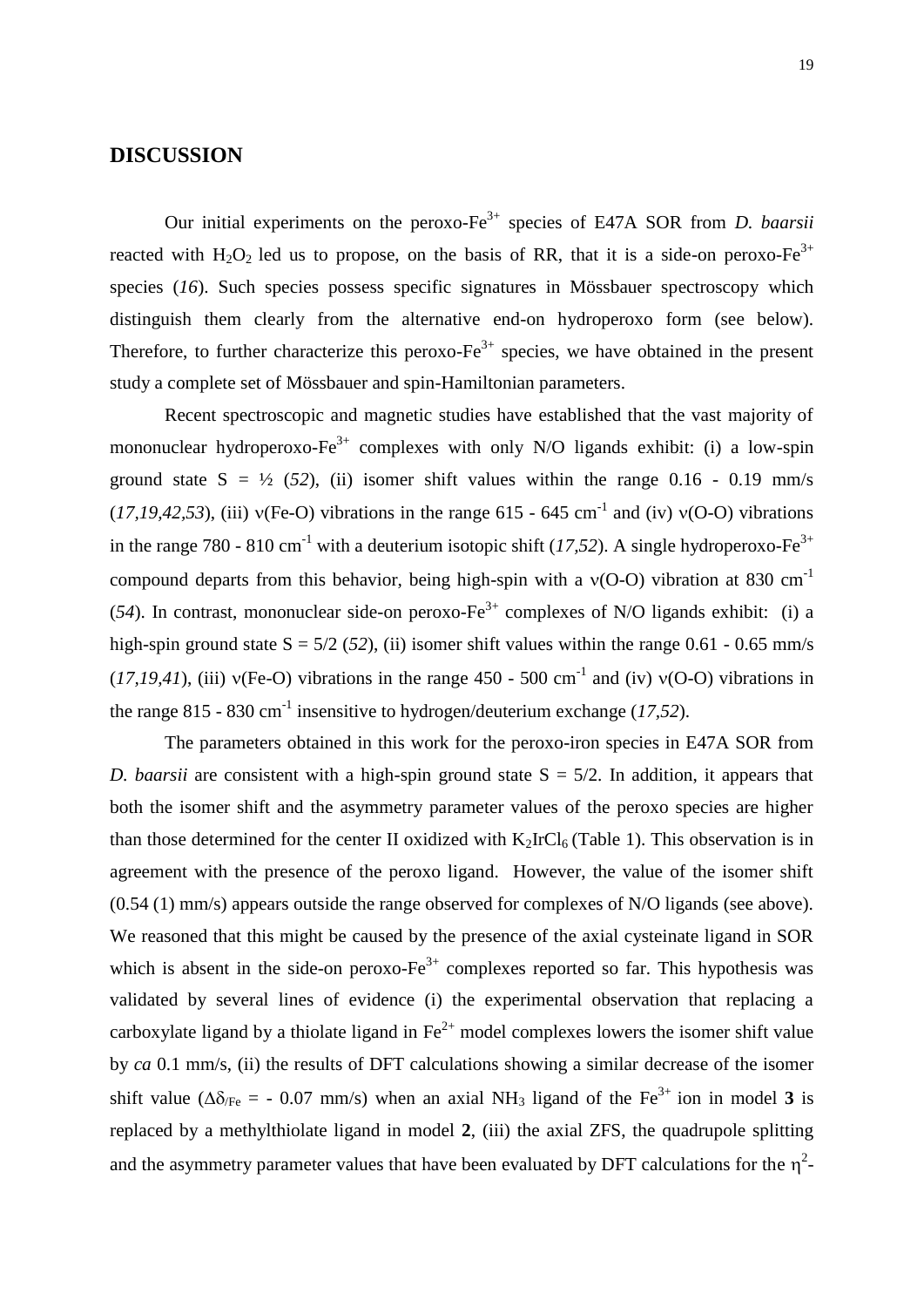## DISCUSSION

Our initial experiments on the peroxo-$Fe^{3+}$ species of E47A SOR from *D. baarsii* reacted with $H_2O_2$ led us to propose, on the basis of RR, that it is a side-on peroxo-$Fe^{3+}$ species (*16*). Such species possess specific signatures in Mössbauer spectroscopy which distinguish them clearly from the alternative end-on hydroperoxo form (see below). Therefore, to further characterize this peroxo-$Fe^{3+}$ species, we have obtained in the present study a complete set of Mössbauer and spin-Hamiltonian parameters.

Recent spectroscopic and magnetic studies have established that the vast majority of mononuclear hydroperoxo-$Fe^{3+}$ complexes with only N/O ligands exhibit: (i) a low-spin ground state $S = ½$ (*52*), (ii) isomer shift values within the range 0.16 - 0.19 mm/s (*17,19,42,53*), (iii) $\nu$(Fe-O) vibrations in the range 615 - 645 $cm^{-1}$ and (iv) $\nu$(O-O) vibrations in the range 780 - 810 $cm^{-1}$ with a deuterium isotopic shift (*17,52*). A single hydroperoxo-$Fe^{3+}$ compound departs from this behavior, being high-spin with a $\nu$(O-O) vibration at 830 $cm^{-1}$ (*54*). In contrast, mononuclear side-on peroxo-$Fe^{3+}$ complexes of N/O ligands exhibit: (i) a high-spin ground state $S = 5/2$ (*52*), (ii) isomer shift values within the range 0.61 - 0.65 mm/s (*17,19,41*), (iii) $\nu$(Fe-O) vibrations in the range 450 - 500 $cm^{-1}$ and (iv) $\nu$(O-O) vibrations in the range 815 - 830 $cm^{-1}$ insensitive to hydrogen/deuterium exchange (*17,52*).

The parameters obtained in this work for the peroxo-iron species in E47A SOR from *D. baarsii* are consistent with a high-spin ground state $S = 5/2$. In addition, it appears that both the isomer shift and the asymmetry parameter values of the peroxo species are higher than those determined for the center II oxidized with $K_2IrCl_6$ (Table 1). This observation is in agreement with the presence of the peroxo ligand. However, the value of the isomer shift (0.54 (1) mm/s) appears outside the range observed for complexes of N/O ligands (see above). We reasoned that this might be caused by the presence of the axial cysteinate ligand in SOR which is absent in the side-on peroxo-$Fe^{3+}$ complexes reported so far. This hypothesis was validated by several lines of evidence (i) the experimental observation that replacing a carboxylate ligand by a thiolate ligand in $Fe^{2+}$ model complexes lowers the isomer shift value by *ca* 0.1 mm/s, (ii) the results of DFT calculations showing a similar decrease of the isomer shift value ($\Delta\delta_{/Fe} = -0.07$ mm/s) when an axial $NH_3$ ligand of the $Fe^{3+}$ ion in model **3** is replaced by a methylthiolate ligand in model **2**, (iii) the axial ZFS, the quadrupole splitting and the asymmetry parameter values that have been evaluated by DFT calculations for the $\eta^2$-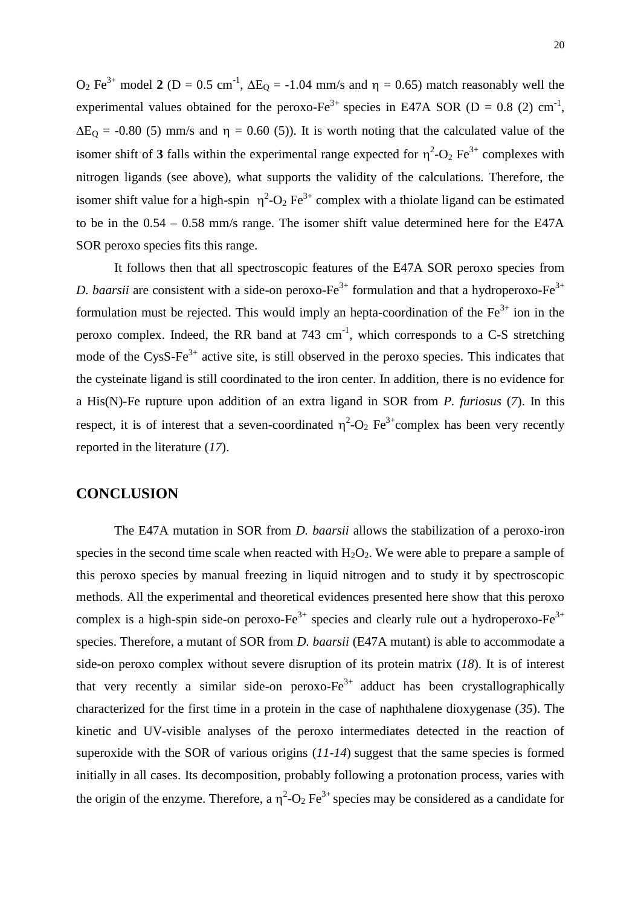$O_2$ $Fe^{3+}$ model **2** ($D = 0.5$ $cm^{-1}$, $\Delta E_Q = -1.04$ mm/s and $\eta = 0.65$) match reasonably well the experimental values obtained for the peroxo-$Fe^{3+}$ species in E47A SOR ($D = 0.8$ (2) $cm^{-1}$, $\Delta E_Q = -0.80$ (5) mm/s and $\eta = 0.60$ (5)). It is worth noting that the calculated value of the isomer shift of **3** falls within the experimental range expected for $\eta^2$-$O_2$ $Fe^{3+}$ complexes with nitrogen ligands (see above), what supports the validity of the calculations. Therefore, the isomer shift value for a high-spin $\eta^2$-$O_2$ $Fe^{3+}$ complex with a thiolate ligand can be estimated to be in the 0.54 – 0.58 mm/s range. The isomer shift value determined here for the E47A SOR peroxo species fits this range.

It follows then that all spectroscopic features of the E47A SOR peroxo species from *D. baarsii* are consistent with a side-on peroxo-$Fe^{3+}$ formulation and that a hydroperoxo-$Fe^{3+}$ formulation must be rejected. This would imply an hepta-coordination of the $Fe^{3+}$ ion in the peroxo complex. Indeed, the RR band at 743 $cm^{-1}$, which corresponds to a C-S stretching mode of the CysS-$Fe^{3+}$ active site, is still observed in the peroxo species. This indicates that the cysteinate ligand is still coordinated to the iron center. In addition, there is no evidence for a His(N)-Fe rupture upon addition of an extra ligand in SOR from *P. furiosus* (*7*). In this respect, it is of interest that a seven-coordinated $\eta^2$-$O_2$ $Fe^{3+}$complex has been very recently reported in the literature (*17*).

## CONCLUSION

The E47A mutation in SOR from *D. baarsii* allows the stabilization of a peroxo-iron species in the second time scale when reacted with $H_2O_2$. We were able to prepare a sample of this peroxo species by manual freezing in liquid nitrogen and to study it by spectroscopic methods. All the experimental and theoretical evidences presented here show that this peroxo complex is a high-spin side-on peroxo-$Fe^{3+}$ species and clearly rule out a hydroperoxo-$Fe^{3+}$ species. Therefore, a mutant of SOR from *D. baarsii* (E47A mutant) is able to accommodate a side-on peroxo complex without severe disruption of its protein matrix (*18*). It is of interest that very recently a similar side-on peroxo-$Fe^{3+}$ adduct has been crystallographically characterized for the first time in a protein in the case of naphthalene dioxygenase (*35*). The kinetic and UV-visible analyses of the peroxo intermediates detected in the reaction of superoxide with the SOR of various origins (*11-14*) suggest that the same species is formed initially in all cases. Its decomposition, probably following a protonation process, varies with the origin of the enzyme. Therefore, a $\eta^2$-$O_2$ $Fe^{3+}$ species may be considered as a candidate for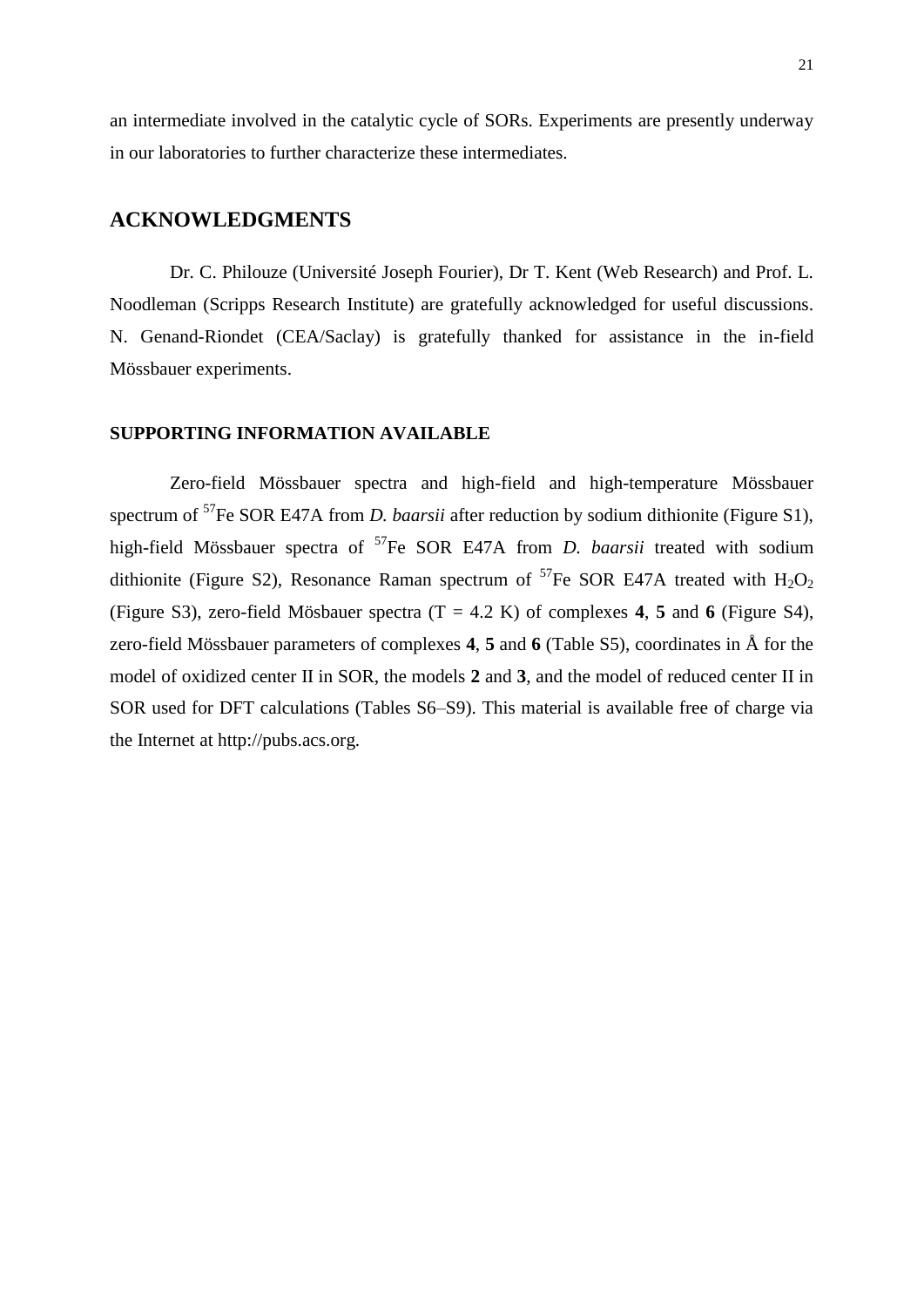an intermediate involved in the catalytic cycle of SORs. Experiments are presently underway in our laboratories to further characterize these intermediates.

## ACKNOWLEDGMENTS

Dr. C. Philouze (Université Joseph Fourier), Dr T. Kent (Web Research) and Prof. L. Noodleman (Scripps Research Institute) are gratefully acknowledged for useful discussions. N. Genand-Riondet (CEA/Saclay) is gratefully thanked for assistance in the in-field Mössbauer experiments.

### SUPPORTING INFORMATION AVAILABLE

Zero-field Mössbauer spectra and high-field and high-temperature Mössbauer spectrum of $^{57}$Fe SOR E47A from *D. baarsii* after reduction by sodium dithionite (Figure S1), high-field Mössbauer spectra of $^{57}$Fe SOR E47A from *D. baarsii* treated with sodium dithionite (Figure S2), Resonance Raman spectrum of $^{57}$Fe SOR E47A treated with $H_2O_2$ (Figure S3), zero-field Mösbauer spectra (T = 4.2 K) of complexes **4**, **5** and **6** (Figure S4), zero-field Mössbauer parameters of complexes **4**, **5** and **6** (Table S5), coordinates in Å for the model of oxidized center II in SOR, the models **2** and **3**, and the model of reduced center II in SOR used for DFT calculations (Tables S6–S9). This material is available free of charge via the Internet at http://pubs.acs.org.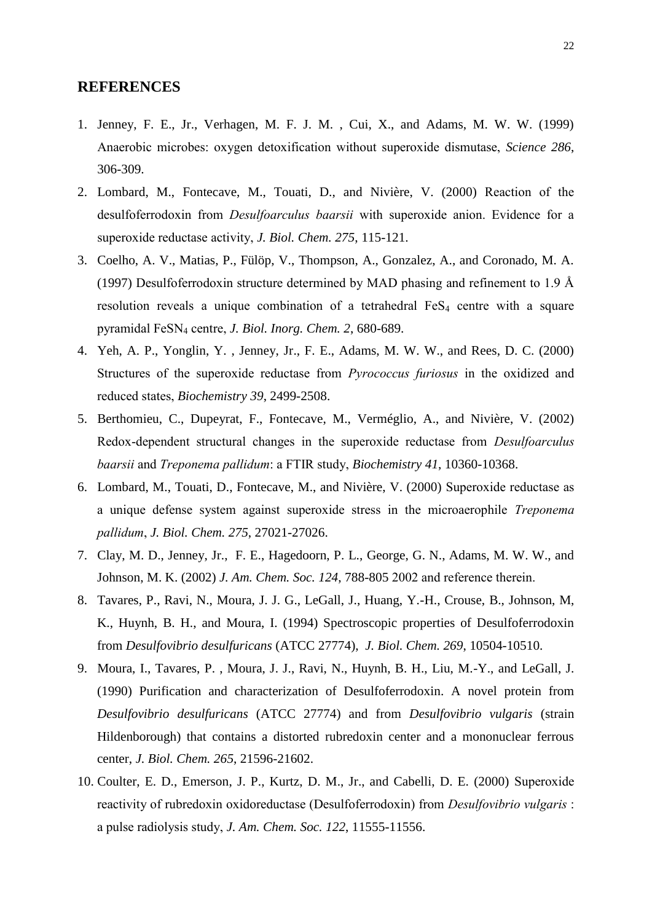## REFERENCES

1. Jenney, F. E., Jr., Verhagen, M. F. J. M. , Cui, X., and Adams, M. W. W. (1999) Anaerobic microbes: oxygen detoxification without superoxide dismutase, *Science 286*, 306-309.
2. Lombard, M., Fontecave, M., Touati, D., and Nivière, V. (2000) Reaction of the desulfoferrodoxin from *Desulfoarculus baarsii* with superoxide anion. Evidence for a superoxide reductase activity, *J. Biol. Chem. 275*, 115-121.
3. Coelho, A. V., Matias, P., Fülöp, V., Thompson, A., Gonzalez, A., and Coronado, M. A. (1997) Desulfoferrodoxin structure determined by MAD phasing and refinement to 1.9 Å resolution reveals a unique combination of a tetrahedral $FeS_4$ centre with a square pyramidal $FeSN_4$ centre, *J. Biol. Inorg. Chem. 2*, 680-689.
4. Yeh, A. P., Yonglin, Y. , Jenney, Jr., F. E., Adams, M. W. W., and Rees, D. C. (2000) Structures of the superoxide reductase from *Pyrococcus furiosus* in the oxidized and reduced states, *Biochemistry 39*, 2499-2508.
5. Berthomieu, C., Dupeyrat, F., Fontecave, M., Verméglio, A., and Nivière, V. (2002) Redox-dependent structural changes in the superoxide reductase from *Desulfoarculus baarsii* and *Treponema pallidum*: a FTIR study, *Biochemistry 41*, 10360-10368.
6. Lombard, M., Touati, D., Fontecave, M., and Nivière, V. (2000) Superoxide reductase as a unique defense system against superoxide stress in the microaerophile *Treponema pallidum*, *J. Biol. Chem. 275*, 27021-27026.
7. Clay, M. D., Jenney, Jr., F. E., Hagedoorn, P. L., George, G. N., Adams, M. W. W., and Johnson, M. K. (2002) *J. Am. Chem. Soc. 124*, 788-805 2002 and reference therein.
8. Tavares, P., Ravi, N., Moura, J. J. G., LeGall, J., Huang, Y.-H., Crouse, B., Johnson, M, K., Huynh, B. H., and Moura, I. (1994) Spectroscopic properties of Desulfoferrodoxin from *Desulfovibrio desulfuricans* (ATCC 27774), *J. Biol. Chem. 269*, 10504-10510.
9. Moura, I., Tavares, P. , Moura, J. J., Ravi, N., Huynh, B. H., Liu, M.-Y., and LeGall, J. (1990) Purification and characterization of Desulfoferrodoxin. A novel protein from *Desulfovibrio desulfuricans* (ATCC 27774) and from *Desulfovibrio vulgaris* (strain Hildenborough) that contains a distorted rubredoxin center and a mononuclear ferrous center, *J. Biol. Chem. 265*, 21596-21602.
10. Coulter, E. D., Emerson, J. P., Kurtz, D. M., Jr., and Cabelli, D. E. (2000) Superoxide reactivity of rubredoxin oxidoreductase (Desulfoferrodoxin) from *Desulfovibrio vulgaris* : a pulse radiolysis study, *J. Am. Chem. Soc. 122*, 11555-11556.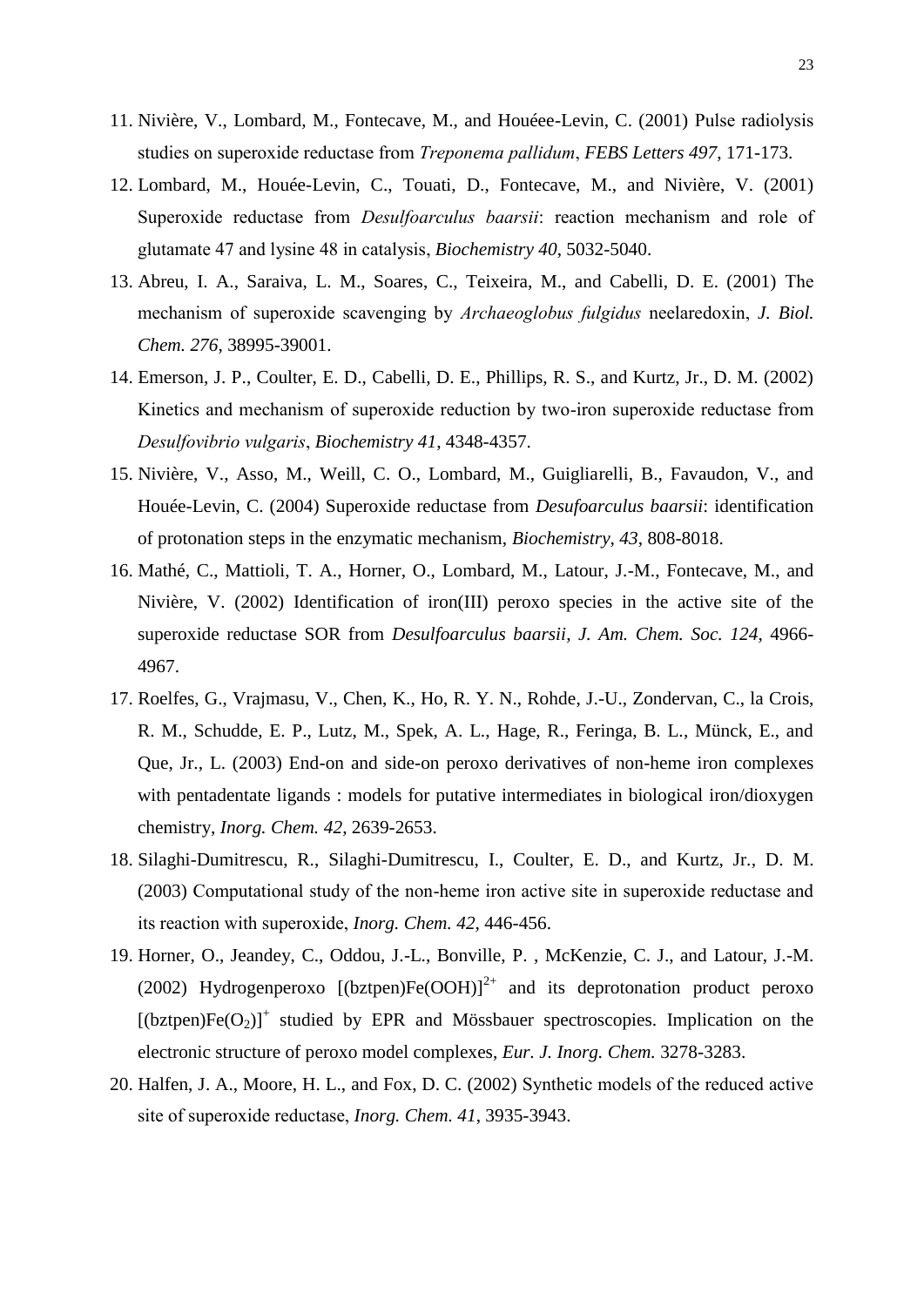11. Nivière, V., Lombard, M., Fontecave, M., and Houéee-Levin, C. (2001) Pulse radiolysis studies on superoxide reductase from *Treponema pallidum*, *FEBS Letters 497*, 171-173.
12. Lombard, M., Houée-Levin, C., Touati, D., Fontecave, M., and Nivière, V. (2001) Superoxide reductase from *Desulfoarculus baarsii*: reaction mechanism and role of glutamate 47 and lysine 48 in catalysis, *Biochemistry 40*, 5032-5040.
13. Abreu, I. A., Saraiva, L. M., Soares, C., Teixeira, M., and Cabelli, D. E. (2001) The mechanism of superoxide scavenging by *Archaeoglobus fulgidus* neelaredoxin, *J. Biol. Chem. 276*, 38995-39001.
14. Emerson, J. P., Coulter, E. D., Cabelli, D. E., Phillips, R. S., and Kurtz, Jr., D. M. (2002) Kinetics and mechanism of superoxide reduction by two-iron superoxide reductase from *Desulfovibrio vulgaris*, *Biochemistry 41*, 4348-4357.
15. Nivière, V., Asso, M., Weill, C. O., Lombard, M., Guigliarelli, B., Favaudon, V., and Houée-Levin, C. (2004) Superoxide reductase from *Desufoarculus baarsii*: identification of protonation steps in the enzymatic mechanism, *Biochemistry, 43*, 808-8018.
16. Mathé, C., Mattioli, T. A., Horner, O., Lombard, M., Latour, J.-M., Fontecave, M., and Nivière, V. (2002) Identification of iron(III) peroxo species in the active site of the superoxide reductase SOR from *Desulfoarculus baarsii*, *J. Am. Chem. Soc. 124*, 4966-4967.
17. Roelfes, G., Vrajmasu, V., Chen, K., Ho, R. Y. N., Rohde, J.-U., Zondervan, C., la Crois, R. M., Schudde, E. P., Lutz, M., Spek, A. L., Hage, R., Feringa, B. L., Münck, E., and Que, Jr., L. (2003) End-on and side-on peroxo derivatives of non-heme iron complexes with pentadentate ligands : models for putative intermediates in biological iron/dioxygen chemistry, *Inorg. Chem. 42*, 2639-2653.
18. Silaghi-Dumitrescu, R., Silaghi-Dumitrescu, I., Coulter, E. D., and Kurtz, Jr., D. M. (2003) Computational study of the non-heme iron active site in superoxide reductase and its reaction with superoxide, *Inorg. Chem. 42*, 446-456.
19. Horner, O., Jeandey, C., Oddou, J.-L., Bonville, P. , McKenzie, C. J., and Latour, J.-M. (2002) Hydrogenperoxo $[(bztpen)Fe(OOH)]^{2+}$ and its deprotonation product peroxo $[(bztpen)Fe(O_2)]^{+}$ studied by EPR and Mössbauer spectroscopies. Implication on the electronic structure of peroxo model complexes, *Eur. J. Inorg. Chem.* 3278-3283.
20. Halfen, J. A., Moore, H. L., and Fox, D. C. (2002) Synthetic models of the reduced active site of superoxide reductase, *Inorg. Chem. 41*, 3935-3943.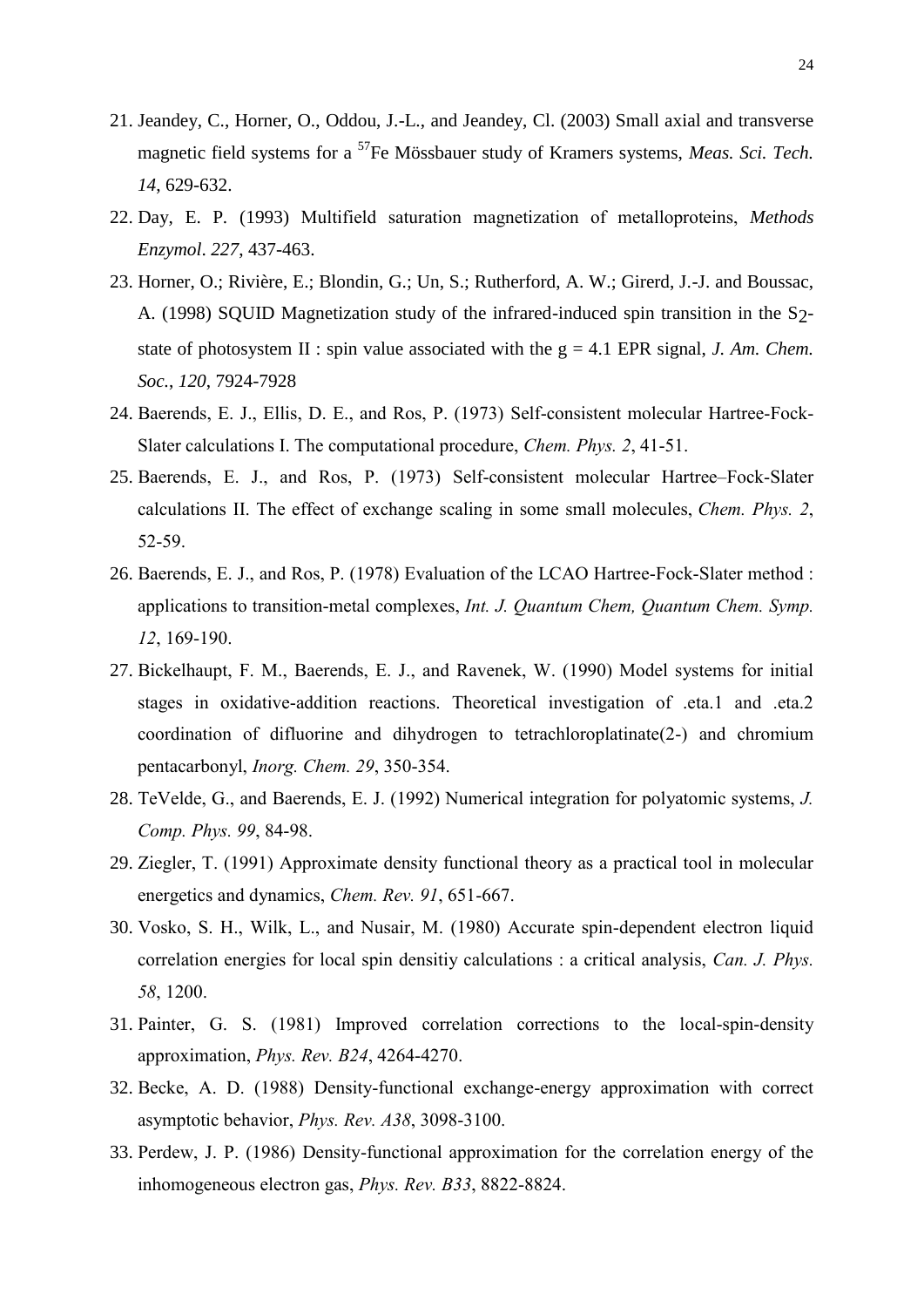21. Jeandey, C., Horner, O., Oddou, J.-L., and Jeandey, Cl. (2003) Small axial and transverse magnetic field systems for a $^{57}$Fe Mössbauer study of Kramers systems, *Meas. Sci. Tech. 14*, 629-632.
22. Day, E. P. (1993) Multifield saturation magnetization of metalloproteins, *Methods Enzymol*. *227*, 437-463.
23. Horner, O.; Rivière, E.; Blondin, G.; Un, S.; Rutherford, A. W.; Girerd, J.-J. and Boussac, A. (1998) SQUID Magnetization study of the infrared-induced spin transition in the $S_2$-state of photosystem II : spin value associated with the g = 4.1 EPR signal, *J. Am. Chem. Soc.*, *120*, 7924-7928
24. Baerends, E. J., Ellis, D. E., and Ros, P. (1973) Self-consistent molecular Hartree-Fock-Slater calculations I. The computational procedure, *Chem. Phys. 2*, 41-51.
25. Baerends, E. J., and Ros, P. (1973) Self-consistent molecular Hartree–Fock-Slater calculations II. The effect of exchange scaling in some small molecules, *Chem. Phys. 2*, 52-59.
26. Baerends, E. J., and Ros, P. (1978) Evaluation of the LCAO Hartree-Fock-Slater method : applications to transition-metal complexes, *Int. J. Quantum Chem, Quantum Chem. Symp. 12*, 169-190.
27. Bickelhaupt, F. M., Baerends, E. J., and Ravenek, W. (1990) Model systems for initial stages in oxidative-addition reactions. Theoretical investigation of .eta.1 and .eta.2 coordination of difluorine and dihydrogen to tetrachloroplatinate(2-) and chromium pentacarbonyl, *Inorg. Chem. 29*, 350-354.
28. TeVelde, G., and Baerends, E. J. (1992) Numerical integration for polyatomic systems, *J. Comp. Phys. 99*, 84-98.
29. Ziegler, T. (1991) Approximate density functional theory as a practical tool in molecular energetics and dynamics, *Chem. Rev. 91*, 651-667.
30. Vosko, S. H., Wilk, L., and Nusair, M. (1980) Accurate spin-dependent electron liquid correlation energies for local spin densitiy calculations : a critical analysis, *Can. J. Phys. 58*, 1200.
31. Painter, G. S. (1981) Improved correlation corrections to the local-spin-density approximation, *Phys. Rev. B24*, 4264-4270.
32. Becke, A. D. (1988) Density-functional exchange-energy approximation with correct asymptotic behavior, *Phys. Rev. A38*, 3098-3100.
33. Perdew, J. P. (1986) Density-functional approximation for the correlation energy of the inhomogeneous electron gas, *Phys. Rev. B33*, 8822-8824.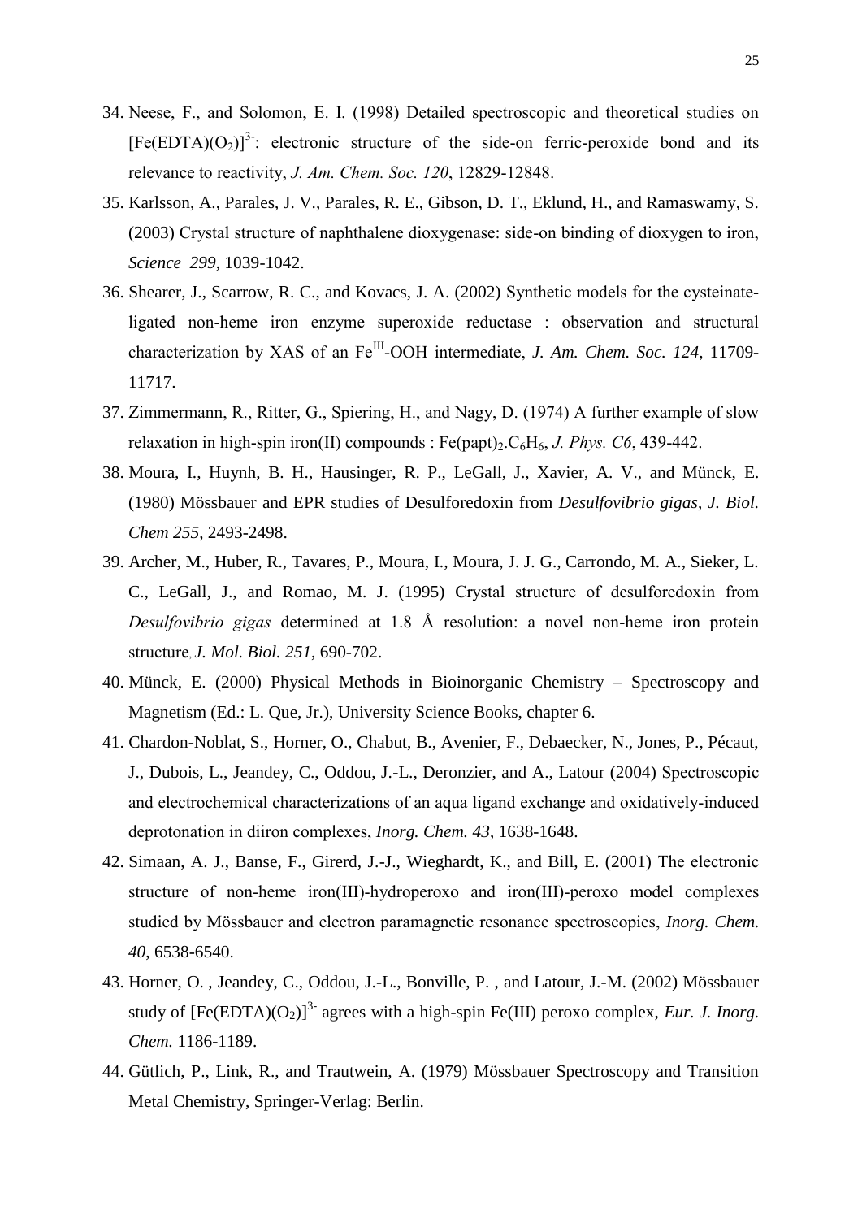34. Neese, F., and Solomon, E. I. (1998) Detailed spectroscopic and theoretical studies on $[Fe(EDTA)(O_2)]^{3-}$: electronic structure of the side-on ferric-peroxide bond and its relevance to reactivity, *J. Am. Chem. Soc. 120*, 12829-12848.
35. Karlsson, A., Parales, J. V., Parales, R. E., Gibson, D. T., Eklund, H., and Ramaswamy, S. (2003) Crystal structure of naphthalene dioxygenase: side-on binding of dioxygen to iron, *Science 299*, 1039-1042.
36. Shearer, J., Scarrow, R. C., and Kovacs, J. A. (2002) Synthetic models for the cysteinate-ligated non-heme iron enzyme superoxide reductase : observation and structural characterization by XAS of an $Fe^{III}$-OOH intermediate, *J. Am. Chem. Soc. 124*, 11709-11717.
37. Zimmermann, R., Ritter, G., Spiering, H., and Nagy, D. (1974) A further example of slow relaxation in high-spin iron(II) compounds : $Fe(papt)_2.C_6H_6$, *J. Phys. C6*, 439-442.
38. Moura, I., Huynh, B. H., Hausinger, R. P., LeGall, J., Xavier, A. V., and Münck, E. (1980) Mössbauer and EPR studies of Desulforedoxin from *Desulfovibrio gigas*, *J. Biol. Chem 255*, 2493-2498.
39. Archer, M., Huber, R., Tavares, P., Moura, I., Moura, J. J. G., Carrondo, M. A., Sieker, L. C., LeGall, J., and Romao, M. J. (1995) Crystal structure of desulforedoxin from *Desulfovibrio gigas* determined at 1.8 Å resolution: a novel non-heme iron protein structure, *J. Mol. Biol. 251*, 690-702.
40. Münck, E. (2000) Physical Methods in Bioinorganic Chemistry – Spectroscopy and Magnetism (Ed.: L. Que, Jr.), University Science Books, chapter 6.
41. Chardon-Noblat, S., Horner, O., Chabut, B., Avenier, F., Debaecker, N., Jones, P., Pécaut, J., Dubois, L., Jeandey, C., Oddou, J.-L., Deronzier, and A., Latour (2004) Spectroscopic and electrochemical characterizations of an aqua ligand exchange and oxidatively-induced deprotonation in diiron complexes, *Inorg. Chem. 43*, 1638-1648.
42. Simaan, A. J., Banse, F., Girerd, J.-J., Wieghardt, K., and Bill, E. (2001) The electronic structure of non-heme iron(III)-hydroperoxo and iron(III)-peroxo model complexes studied by Mössbauer and electron paramagnetic resonance spectroscopies, *Inorg. Chem. 40*, 6538-6540.
43. Horner, O. , Jeandey, C., Oddou, J.-L., Bonville, P. , and Latour, J.-M. (2002) Mössbauer study of $[Fe(EDTA)(O_2)]^{3-}$ agrees with a high-spin Fe(III) peroxo complex, *Eur. J. Inorg. Chem.* 1186-1189.
44. Gütlich, P., Link, R., and Trautwein, A. (1979) Mössbauer Spectroscopy and Transition Metal Chemistry, Springer-Verlag: Berlin.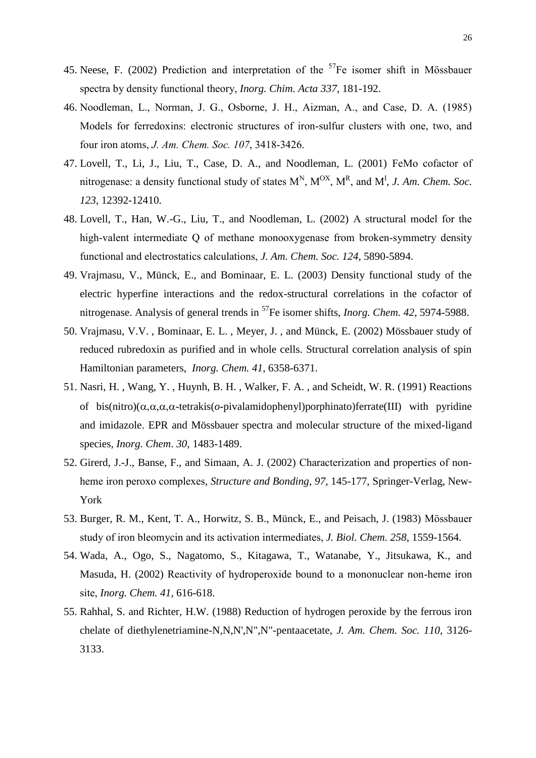45. Neese, F. (2002) Prediction and interpretation of the $^{57}$Fe isomer shift in Mössbauer spectra by density functional theory, *Inorg. Chim. Acta 337*, 181-192.
46. Noodleman, L., Norman, J. G., Osborne, J. H., Aizman, A., and Case, D. A. (1985) Models for ferredoxins: electronic structures of iron-sulfur clusters with one, two, and four iron atoms, *J. Am. Chem. Soc. 107*, 3418-3426.
47. Lovell, T., Li, J., Liu, T., Case, D. A., and Noodleman, L. (2001) FeMo cofactor of nitrogenase: a density functional study of states $M^N$, $M^{OX}$, $M^R$, and $M^I$, *J. Am. Chem. Soc. 123*, 12392-12410.
48. Lovell, T., Han, W.-G., Liu, T., and Noodleman, L. (2002) A structural model for the high-valent intermediate Q of methane monooxygenase from broken-symmetry density functional and electrostatics calculations, *J. Am. Chem. Soc. 124*, 5890-5894.
49. Vrajmasu, V., Münck, E., and Bominaar, E. L. (2003) Density functional study of the electric hyperfine interactions and the redox-structural correlations in the cofactor of nitrogenase. Analysis of general trends in $^{57}$Fe isomer shifts, *Inorg. Chem. 42*, 5974-5988.
50. Vrajmasu, V.V. , Bominaar, E. L. , Meyer, J. , and Münck, E. (2002) Mössbauer study of reduced rubredoxin as purified and in whole cells. Structural correlation analysis of spin Hamiltonian parameters, *Inorg. Chem. 41*, 6358-6371.
51. Nasri, H. , Wang, Y. , Huynh, B. H. , Walker, F. A. , and Scheidt, W. R. (1991) Reactions of bis(nitro)($\alpha$,$\alpha$,$\alpha$,$\alpha$-tetrakis(*o*-pivalamidophenyl)porphinato)ferrate(III) with pyridine and imidazole. EPR and Mössbauer spectra and molecular structure of the mixed-ligand species, *Inorg. Chem*. *30*, 1483-1489.
52. Girerd, J.-J., Banse, F., and Simaan, A. J. (2002) Characterization and properties of non-heme iron peroxo complexes, *Structure and Bonding*, *97*, 145-177, Springer-Verlag, New-York
53. Burger, R. M., Kent, T. A., Horwitz, S. B., Münck, E., and Peisach, J. (1983) Mössbauer study of iron bleomycin and its activation intermediates, *J. Biol. Chem. 258*, 1559-1564.
54. Wada, A., Ogo, S., Nagatomo, S., Kitagawa, T., Watanabe, Y., Jitsukawa, K., and Masuda, H. (2002) Reactivity of hydroperoxide bound to a mononuclear non-heme iron site, *Inorg. Chem. 41*, 616-618.
55. Rahhal, S. and Richter, H.W. (1988) Reduction of hydrogen peroxide by the ferrous iron chelate of diethylenetriamine-N,N,N',N",N"-pentaacetate, *J. Am. Chem. Soc. 110*, 3126-3133.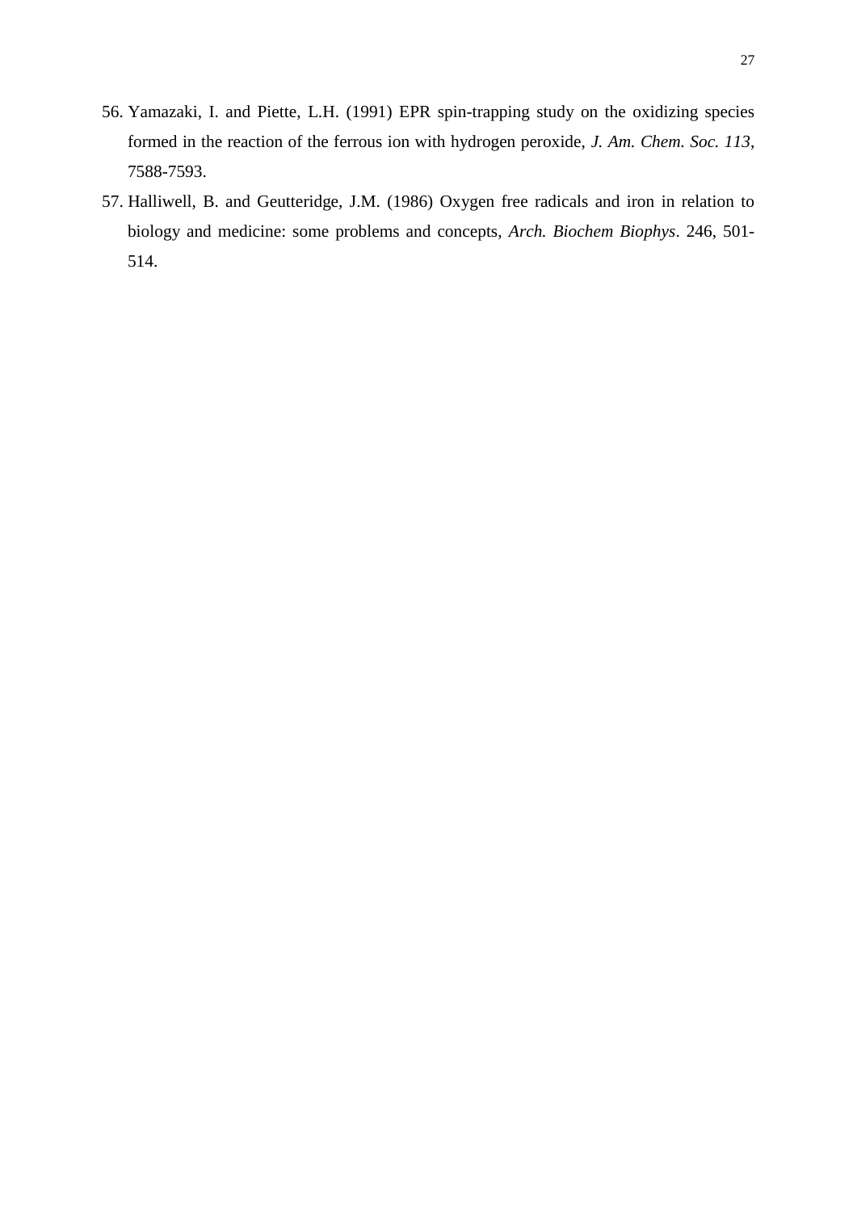56. Yamazaki, I. and Piette, L.H. (1991) EPR spin-trapping study on the oxidizing species formed in the reaction of the ferrous ion with hydrogen peroxide, *J. Am. Chem. Soc. 113*, 7588-7593.
57. Halliwell, B. and Geutteridge, J.M. (1986) Oxygen free radicals and iron in relation to biology and medicine: some problems and concepts, *Arch. Biochem Biophys*. 246, 501-514.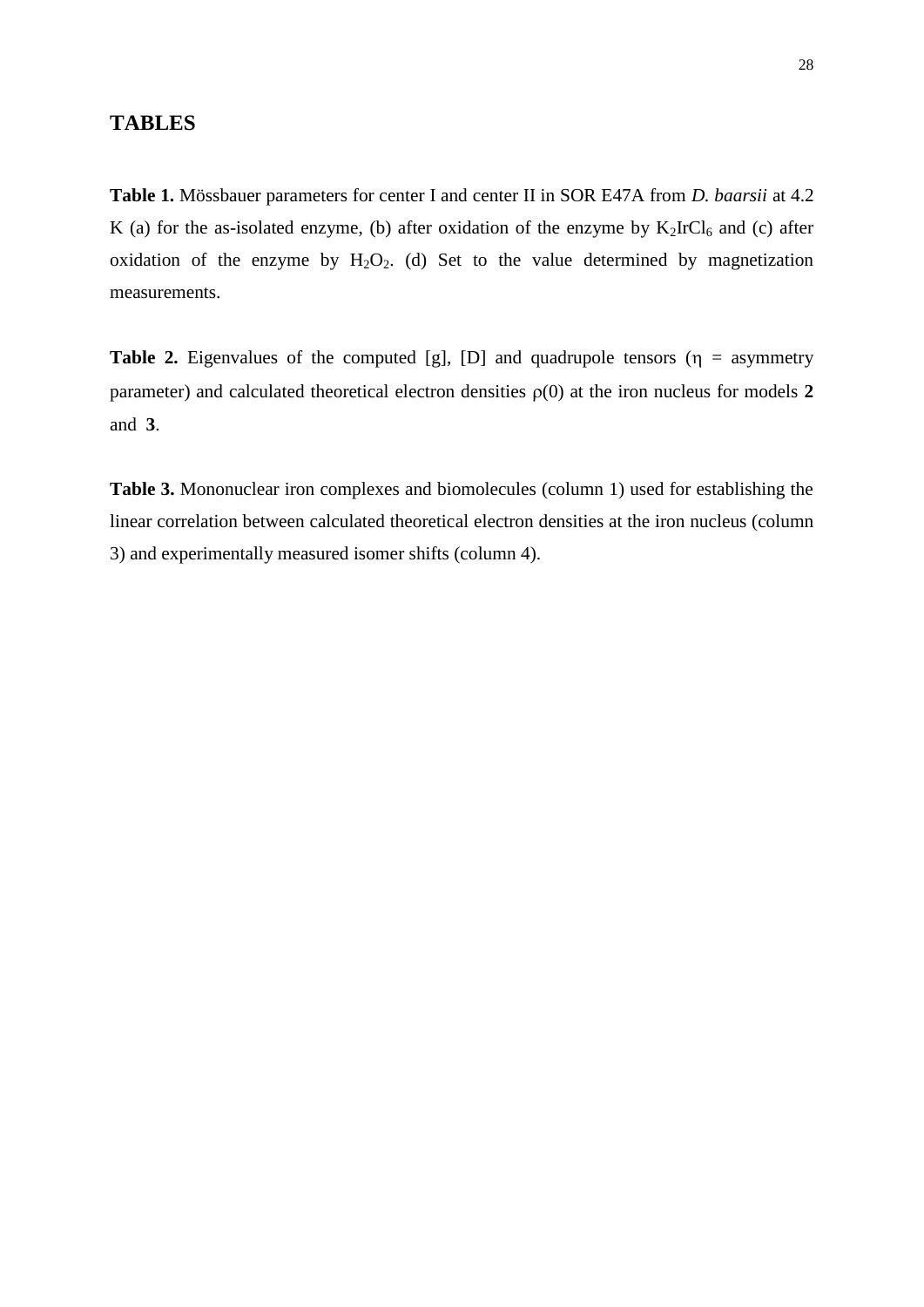## TABLES

**Table 1.** Mössbauer parameters for center I and center II in SOR E47A from *D. baarsii* at 4.2 K (a) for the as-isolated enzyme, (b) after oxidation of the enzyme by $K_2IrCl_6$ and (c) after oxidation of the enzyme by $H_2O_2$. (d) Set to the value determined by magnetization measurements.

**Table 2.** Eigenvalues of the computed [g], [D] and quadrupole tensors ($\eta$ = asymmetry parameter) and calculated theoretical electron densities $\rho(0)$ at the iron nucleus for models **2** and **3**.

**Table 3.** Mononuclear iron complexes and biomolecules (column 1) used for establishing the linear correlation between calculated theoretical electron densities at the iron nucleus (column 3) and experimentally measured isomer shifts (column 4).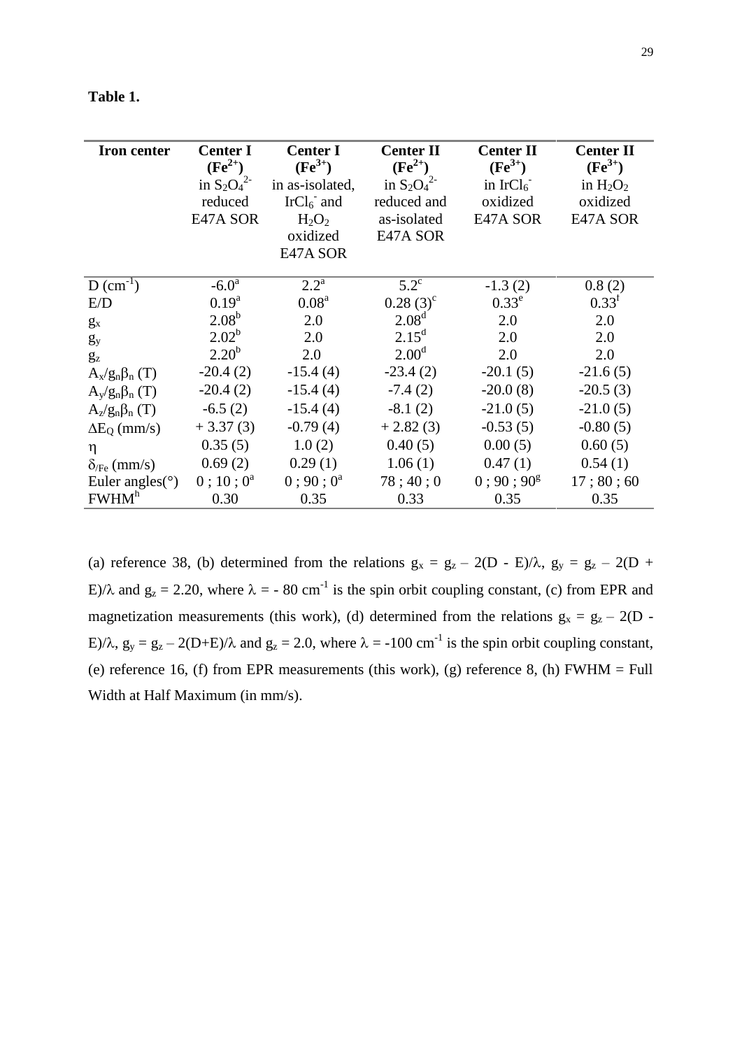**Table 1.**

| Iron center | Center I ($Fe^{2+}$) in $S_2O_4^{2-}$ reduced E47A SOR | Center I ($Fe^{3+}$) in as-isolated, $IrCl_6^-$ and $H_2O_2$ oxidized E47A SOR | Center II ($Fe^{2+}$) in $S_2O_4^{2-}$ reduced and as-isolated E47A SOR | Center II ($Fe^{3+}$) in $IrCl_6^-$ oxidized E47A SOR | Center II ($Fe^{3+}$) in $H_2O_2$ oxidized E47A SOR |
|---|---|---|---|---|---|
| D ($cm^{-1}$) | -6.0[a] | 2.2[a] | 5.2[c] | -1.3 (2) | 0.8 (2) |
| E/D | 0.19[a] | 0.08[a] | 0.28 (3)[c] | 0.33[e] | 0.33[f] |
| $g_x$ | 2.08[b] | 2.0 | 2.08[d] | 2.0 | 2.0 |
| $g_y$ | 2.02[b] | 2.0 | 2.15[d] | 2.0 | 2.0 |
| $g_z$ | 2.20[b] | 2.0 | 2.00[d] | 2.0 | 2.0 |
| $A_x/g_n\beta_n$ (T) | -20.4 (2) | -15.4 (4) | -23.4 (2) | -20.1 (5) | -21.6 (5) |
| $A_y/g_n\beta_n$ (T) | -20.4 (2) | -15.4 (4) | -7.4 (2) | -20.0 (8) | -20.5 (3) |
| $A_z/g_n\beta_n$ (T) | -6.5 (2) | -15.4 (4) | -8.1 (2) | -21.0 (5) | -21.0 (5) |
| $\Delta E_Q$ (mm/s) | + 3.37 (3) | -0.79 (4) | + 2.82 (3) | -0.53 (5) | -0.80 (5) |
| $\eta$ | 0.35 (5) | 1.0 (2) | 0.40 (5) | 0.00 (5) | 0.60 (5) |
| $\delta_{/Fe}$ (mm/s) | 0.69 (2) | 0.29 (1) | 1.06 (1) | 0.47 (1) | 0.54 (1) |
| Euler angles(°) | 0 ; 10 ; 0[a] | 0 ; 90 ; 0[a] | 78 ; 40 ; 0 | 0 ; 90 ; 90[g] | 17 ; 80 ; 60 |
| FWHM[h] | 0.30 | 0.35 | 0.33 | 0.35 | 0.35 |

(a) reference 38, (b) determined from the relations $g_x = g_z - 2(D - E)/\lambda$, $g_y = g_z - 2(D + E)/\lambda$ and $g_z = 2.20$, where $\lambda = -80$ $cm^{-1}$ is the spin orbit coupling constant, (c) from EPR and magnetization measurements (this work), (d) determined from the relations $g_x = g_z - 2(D - E)/\lambda$, $g_y = g_z - 2(D+E)/\lambda$ and $g_z = 2.0$, where $\lambda = -100$ $cm^{-1}$ is the spin orbit coupling constant, (e) reference 16, (f) from EPR measurements (this work), (g) reference 8, (h) FWHM = Full Width at Half Maximum (in mm/s).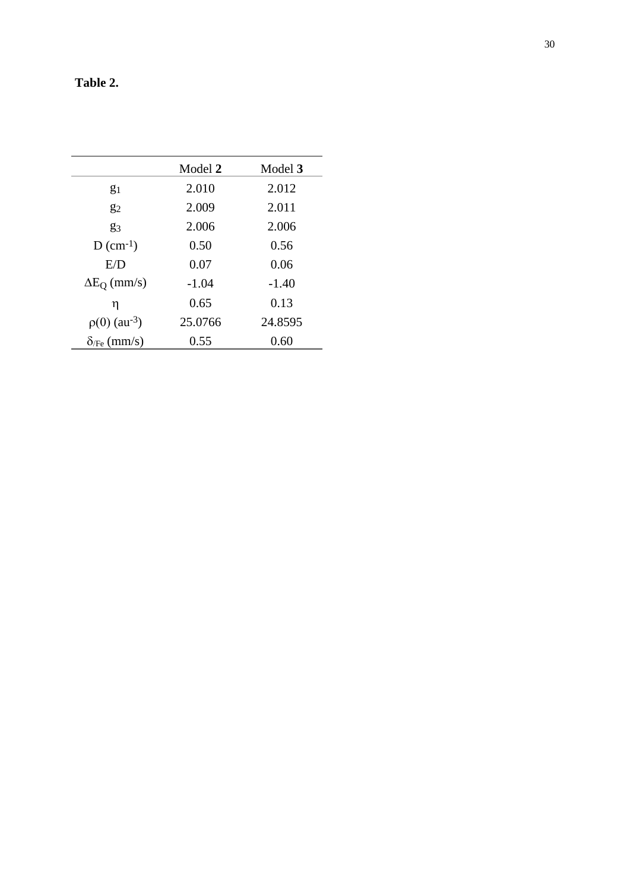**Table 2.**

| | Model **2** | Model **3** |
|---|---|---|
| $g_1$ | 2.010 | 2.012 |
| $g_2$ | 2.009 | 2.011 |
| $g_3$ | 2.006 | 2.006 |
| D ($cm^{-1}$) | 0.50 | 0.56 |
| E/D | 0.07 | 0.06 |
| $\Delta E_Q$ (mm/s) | -1.04 | -1.40 |
| $\eta$ | 0.65 | 0.13 |
| $\rho(0)$ ($au^{-3}$) | 25.0766 | 24.8595 |
| $\delta_{/Fe}$ (mm/s) | 0.55 | 0.60 |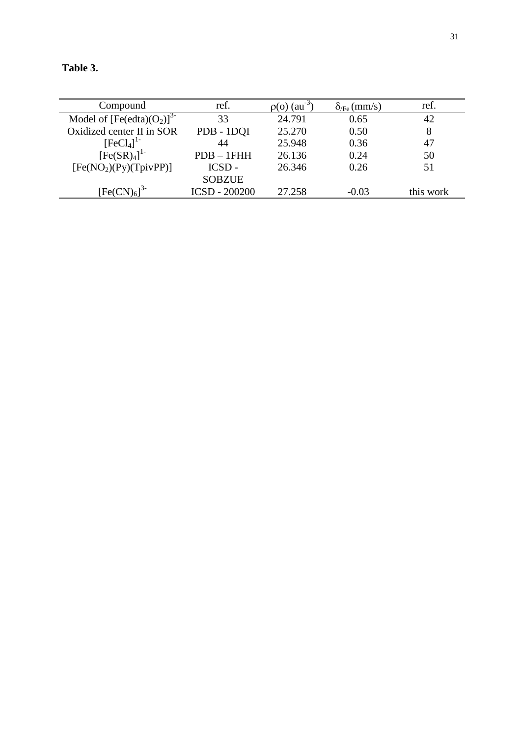**Table 3.**

| Compound | ref. | $\rho(o)$ (au$^{-3}$) | $\delta_{/Fe}$ (mm/s) | ref. |
|---|---|---|---|---|
| Model of $[Fe(edta)(O_2)]^{3-}$ | 33 | 24.791 | 0.65 | 42 |
| Oxidized center II in SOR | PDB - 1DQI | 25.270 | 0.50 | 8 |
| $[FeCl_4]^{1-}$ | 44 | 25.948 | 0.36 | 47 |
| $[Fe(SR)_4]^{1-}$ | PDB – 1FHH | 26.136 | 0.24 | 50 |
| $[Fe(NO_2)(Py)(TpivPP)]$ | ICSD - SOBZUE | 26.346 | 0.26 | 51 |
| $[Fe(CN)_6]^{3-}$ | ICSD - 200200 | 27.258 | -0.03 | this work |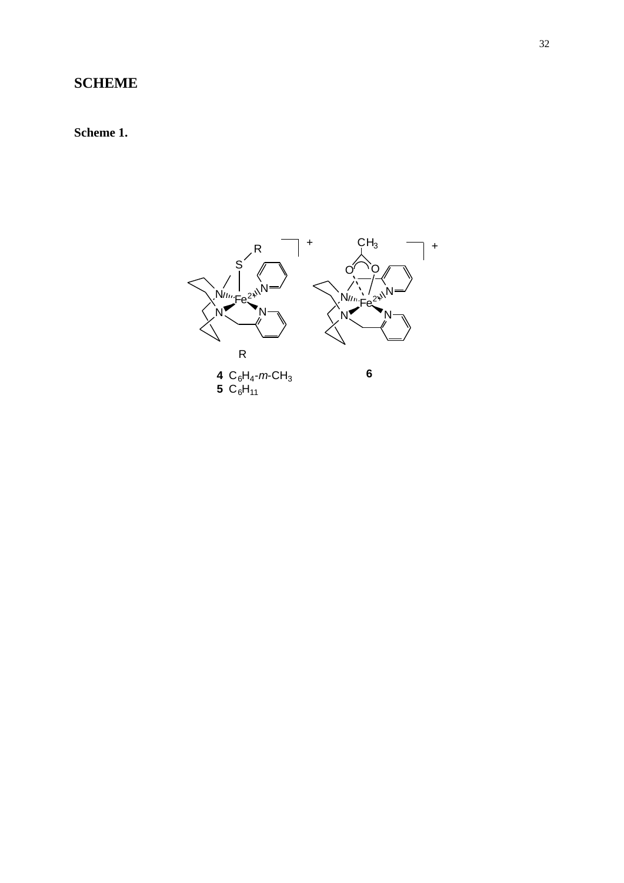# SCHEME

**Scheme 1.**

**4** $C_6H_4$-*m*-$CH_3$
**5** $C_6H_{11}$

**6**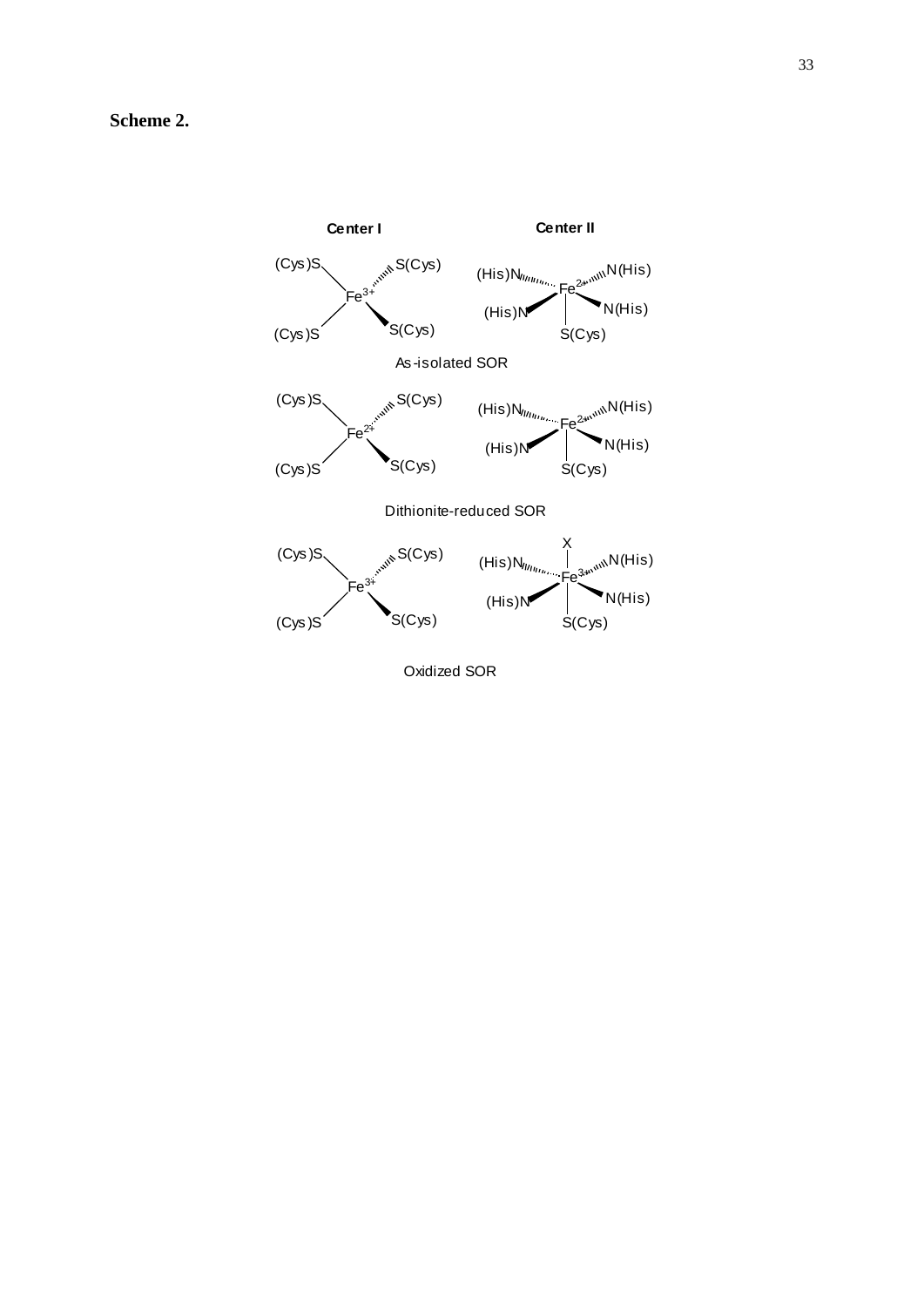**Scheme 2.**

**Center I** **Center II**

As-isolated SOR

Dithionite-reduced SOR

Oxidized SOR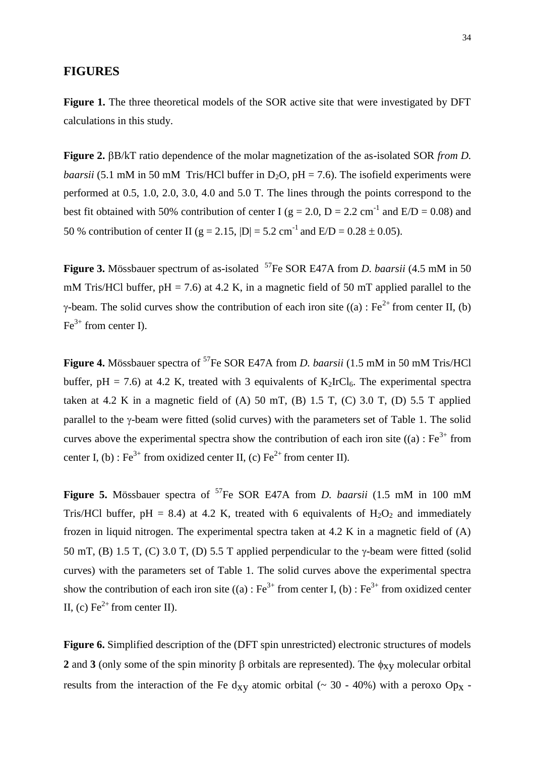## FIGURES

**Figure 1.** The three theoretical models of the SOR active site that were investigated by DFT calculations in this study.

**Figure 2.** βB/kT ratio dependence of the molar magnetization of the as-isolated SOR *from D. baarsii* (5.1 mM in 50 mM Tris/HCl buffer in $D_2O$, pH = 7.6). The isofield experiments were performed at 0.5, 1.0, 2.0, 3.0, 4.0 and 5.0 T. The lines through the points correspond to the best fit obtained with 50% contribution of center I (g = 2.0, D = 2.2 $cm^{-1}$ and E/D = 0.08) and 50 % contribution of center II (g = 2.15, |D| = 5.2 $cm^{-1}$ and E/D = 0.28 ± 0.05).

**Figure 3.** Mössbauer spectrum of as-isolated $^{57}$Fe SOR E47A from *D. baarsii* (4.5 mM in 50 mM Tris/HCl buffer, pH = 7.6) at 4.2 K, in a magnetic field of 50 mT applied parallel to the γ-beam. The solid curves show the contribution of each iron site ((a) : $Fe^{2+}$ from center II, (b) $Fe^{3+}$ from center I).

**Figure 4.** Mössbauer spectra of $^{57}$Fe SOR E47A from *D. baarsii* (1.5 mM in 50 mM Tris/HCl buffer, pH = 7.6) at 4.2 K, treated with 3 equivalents of $K_2IrCl_6$. The experimental spectra taken at 4.2 K in a magnetic field of (A) 50 mT, (B) 1.5 T, (C) 3.0 T, (D) 5.5 T applied parallel to the γ-beam were fitted (solid curves) with the parameters set of Table 1. The solid curves above the experimental spectra show the contribution of each iron site ((a) : $Fe^{3+}$ from center I, (b) : $Fe^{3+}$ from oxidized center II, (c) $Fe^{2+}$ from center II).

**Figure 5.** Mössbauer spectra of $^{57}$Fe SOR E47A from *D. baarsii* (1.5 mM in 100 mM Tris/HCl buffer, pH = 8.4) at 4.2 K, treated with 6 equivalents of $H_2O_2$ and immediately frozen in liquid nitrogen. The experimental spectra taken at 4.2 K in a magnetic field of (A) 50 mT, (B) 1.5 T, (C) 3.0 T, (D) 5.5 T applied perpendicular to the γ-beam were fitted (solid curves) with the parameters set of Table 1. The solid curves above the experimental spectra show the contribution of each iron site ((a) : $Fe^{3+}$ from center I, (b) : $Fe^{3+}$ from oxidized center II, (c) $Fe^{2+}$ from center II).

**Figure 6.** Simplified description of the (DFT spin unrestricted) electronic structures of models **2** and **3** (only some of the spin minority β orbitals are represented). The $\phi_{xy}$ molecular orbital results from the interaction of the Fe $d_{xy}$ atomic orbital (~ 30 - 40%) with a peroxo $Op_x$ -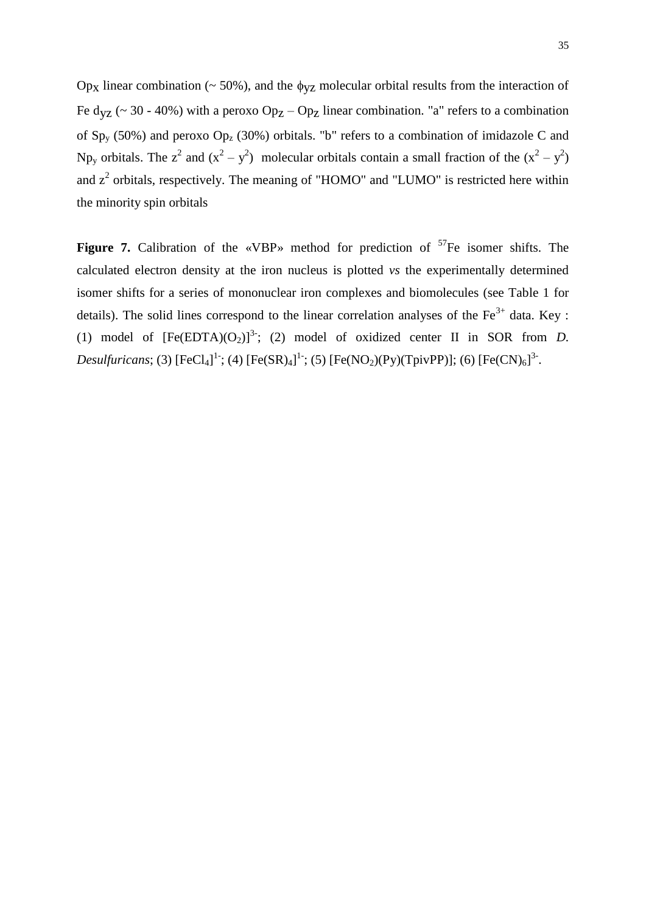$Op_x$ linear combination (~ 50%), and the $\phi_{yz}$ molecular orbital results from the interaction of Fe $d_{yz}$ (~ 30 - 40%) with a peroxo $Op_z$ – $Op_z$ linear combination. "a" refers to a combination of $Sp_y$ (50%) and peroxo $Op_z$ (30%) orbitals. "b" refers to a combination of imidazole C and $Np_y$ orbitals. The $z^2$ and $(x^2 – y^2)$ molecular orbitals contain a small fraction of the $(x^2 – y^2)$ and $z^2$ orbitals, respectively. The meaning of "HOMO" and "LUMO" is restricted here within the minority spin orbitals

**Figure 7.** Calibration of the «VBP» method for prediction of $^{57}$Fe isomer shifts. The calculated electron density at the iron nucleus is plotted *vs* the experimentally determined isomer shifts for a series of mononuclear iron complexes and biomolecules (see Table 1 for details). The solid lines correspond to the linear correlation analyses of the $Fe^{3+}$ data. Key : (1) model of $[Fe(EDTA)(O_2)]^{3-}$; (2) model of oxidized center II in SOR from *D. Desulfuricans*; (3) $[FeCl_4]^{1-}$; (4) $[Fe(SR)_4]^{1-}$; (5) $[Fe(NO_2)(Py)(TpivPP)]$; (6) $[Fe(CN)_6]^{3-}$.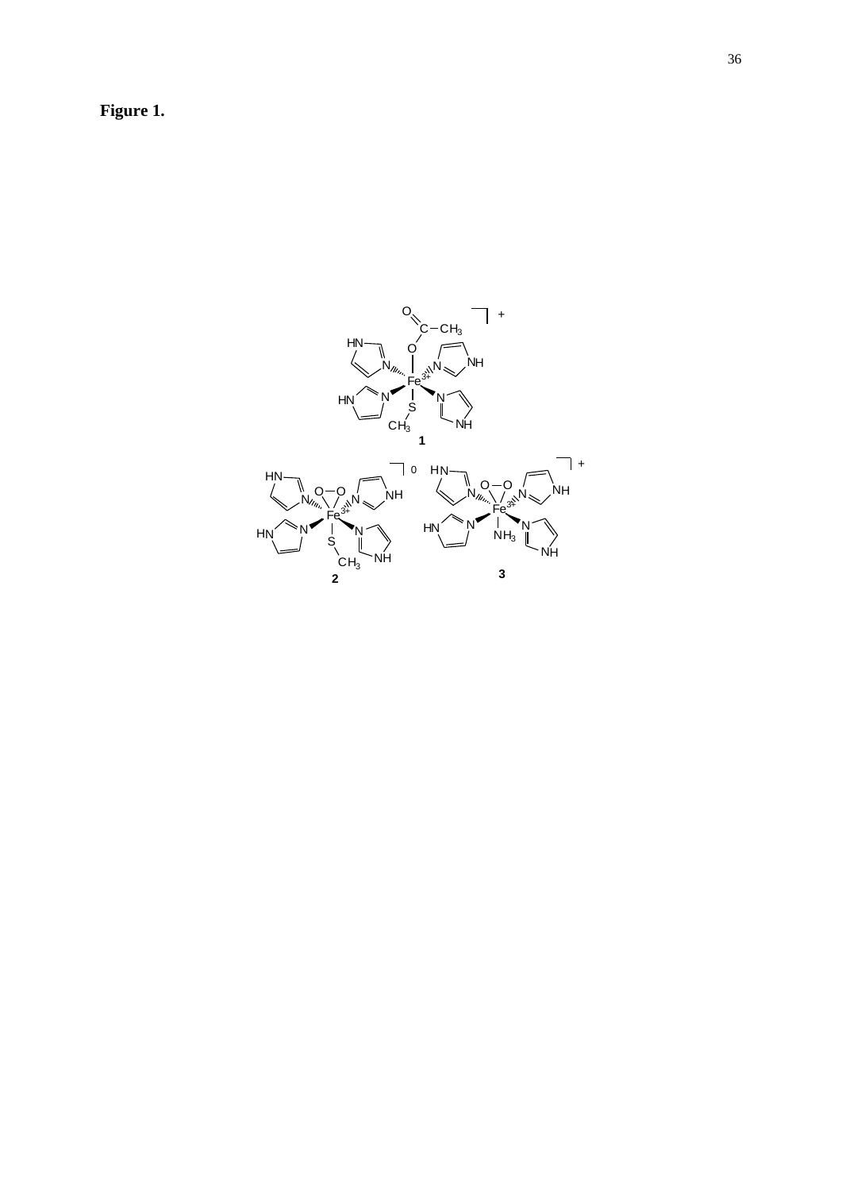**Figure 1.**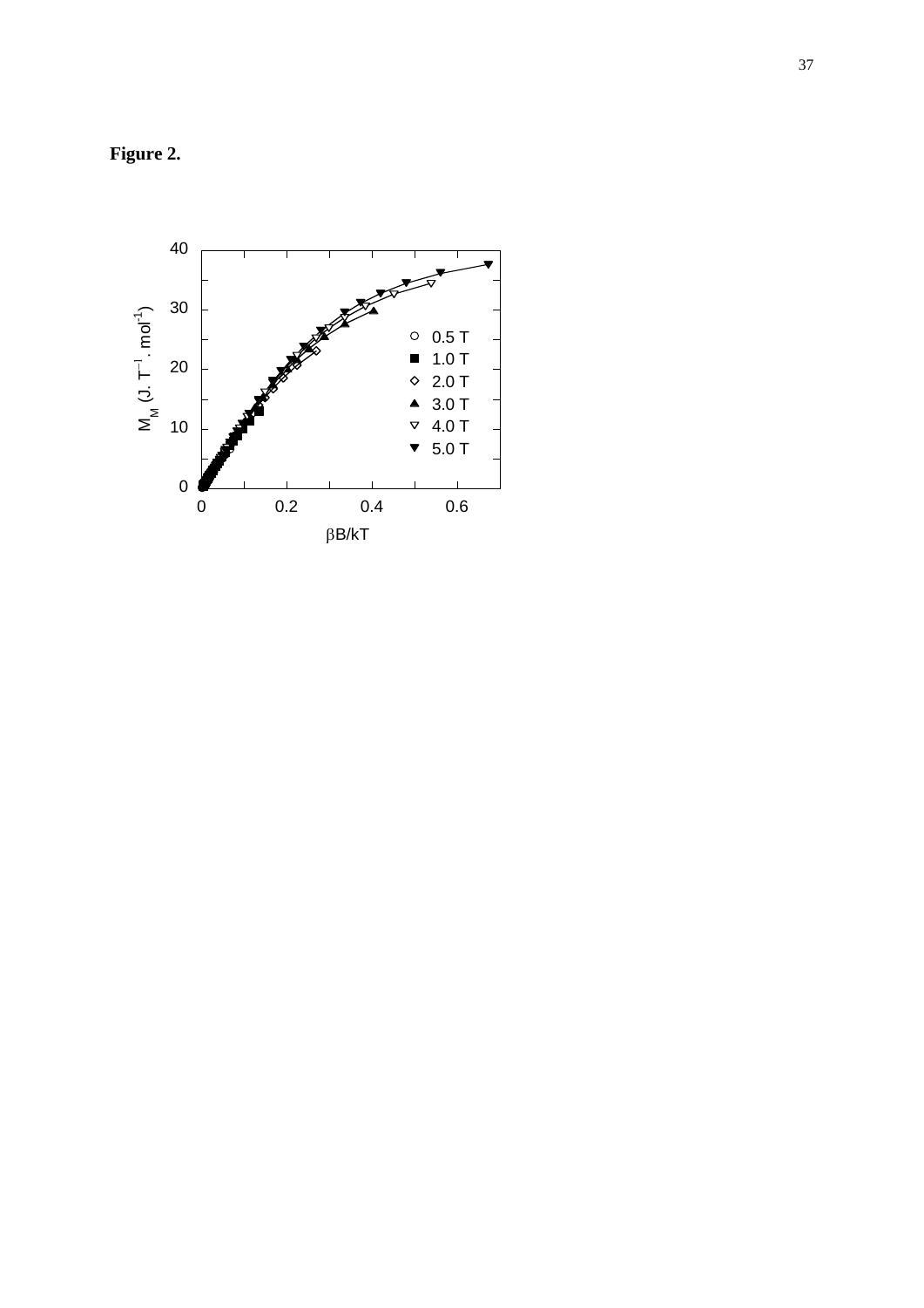**Figure 2.**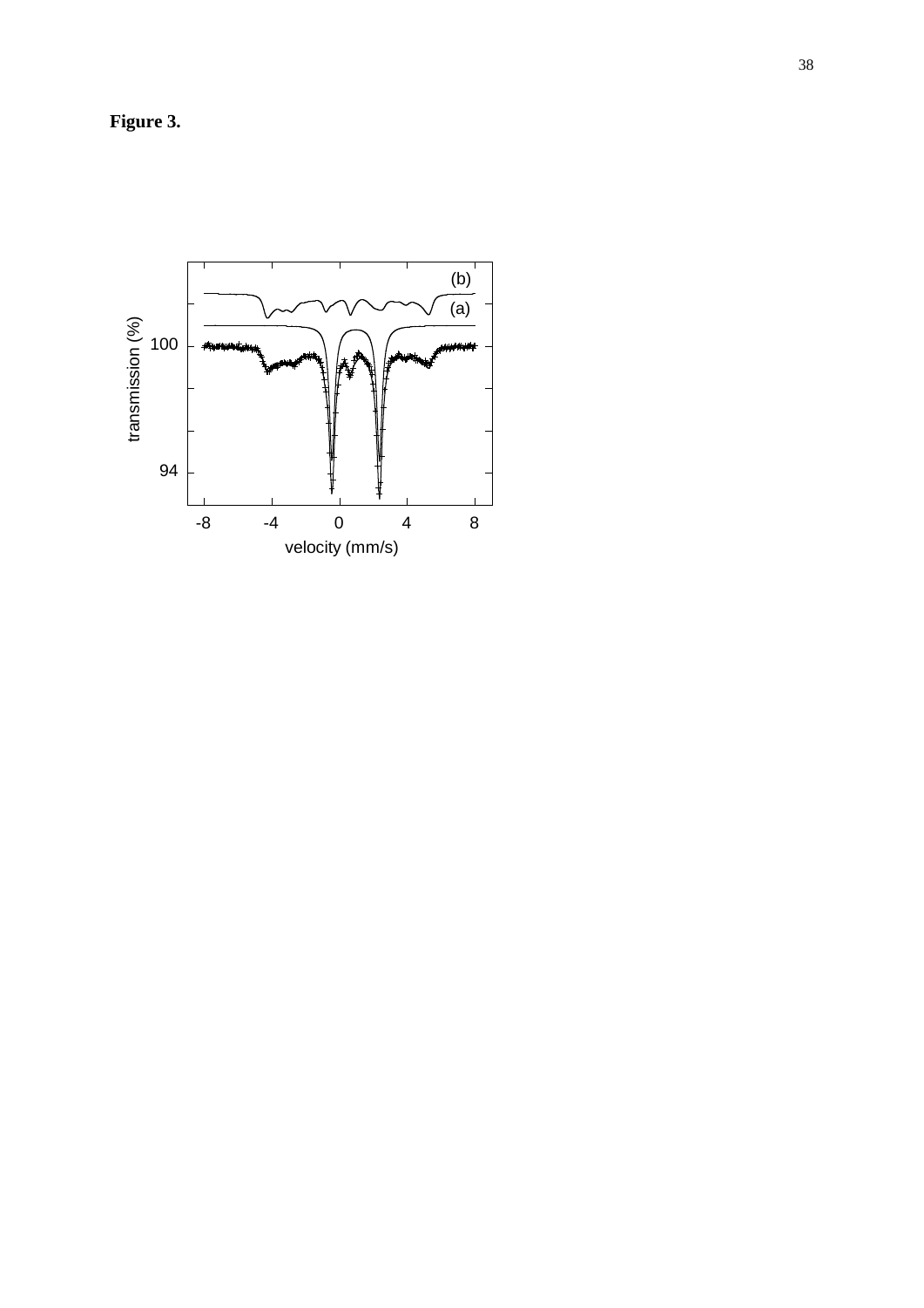**Figure 3.**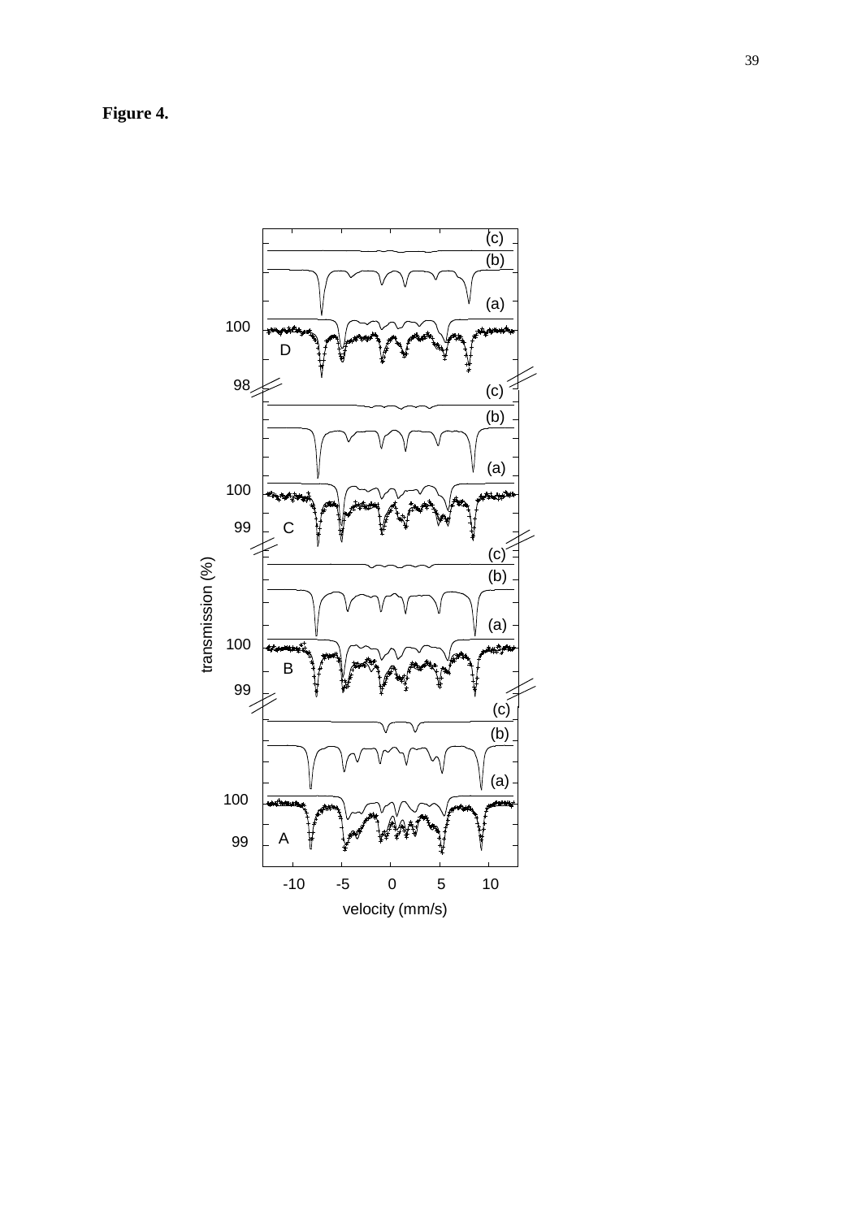**Figure 4.**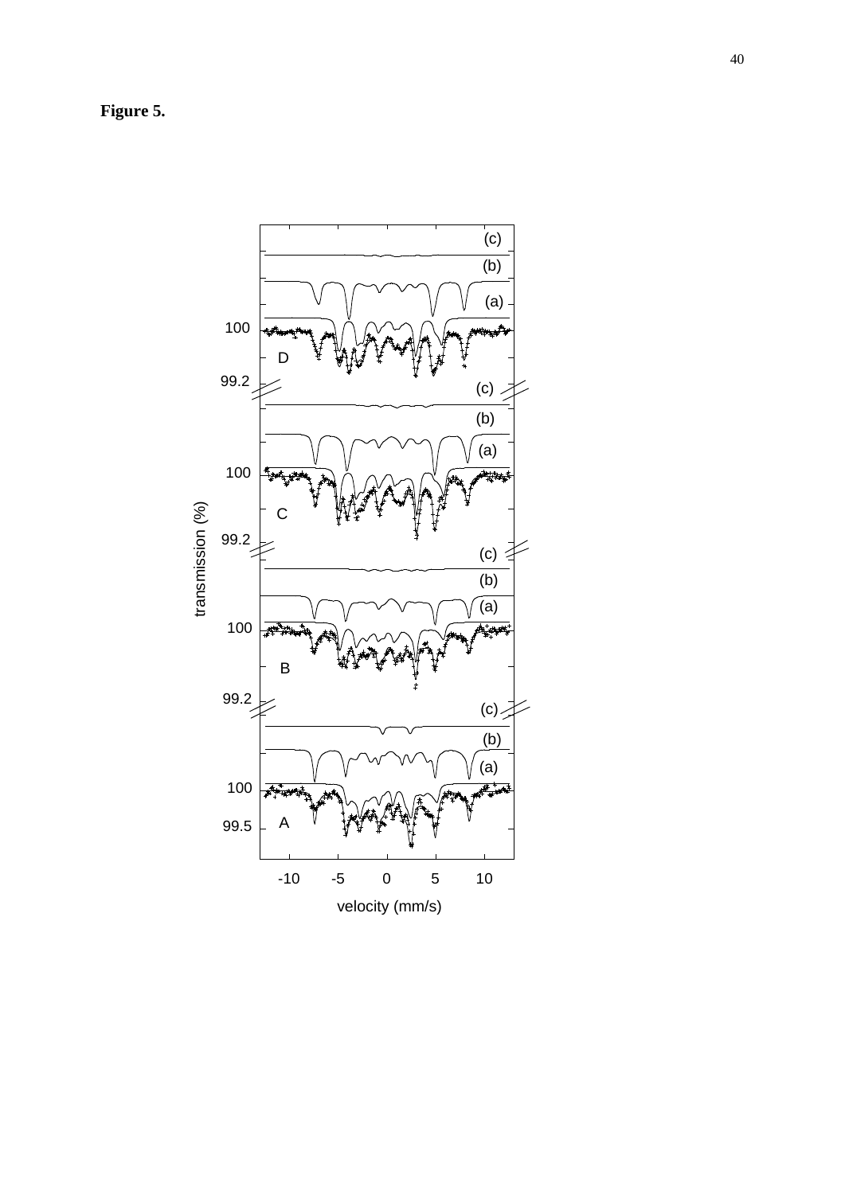**Figure 5.**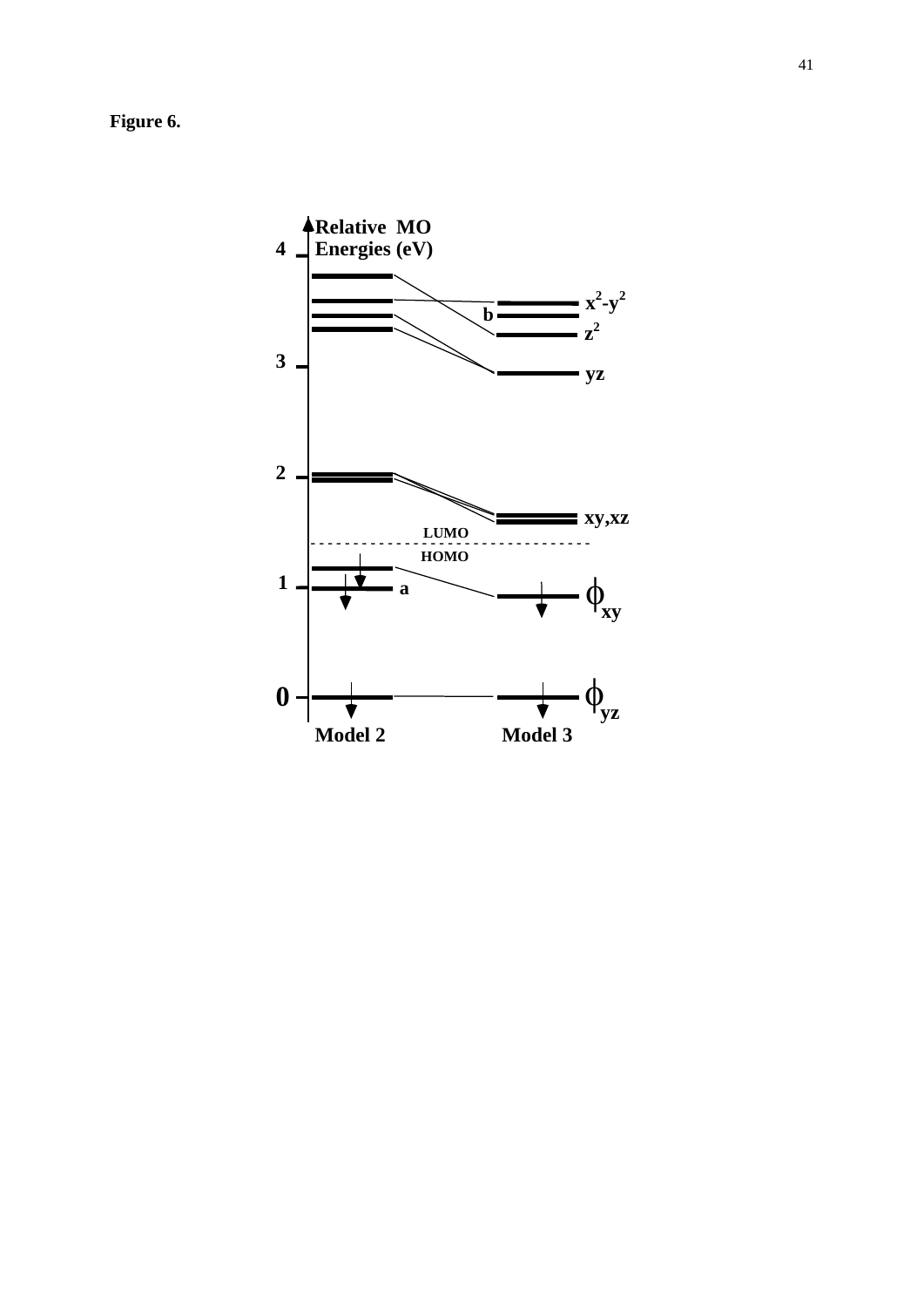**Figure 6.**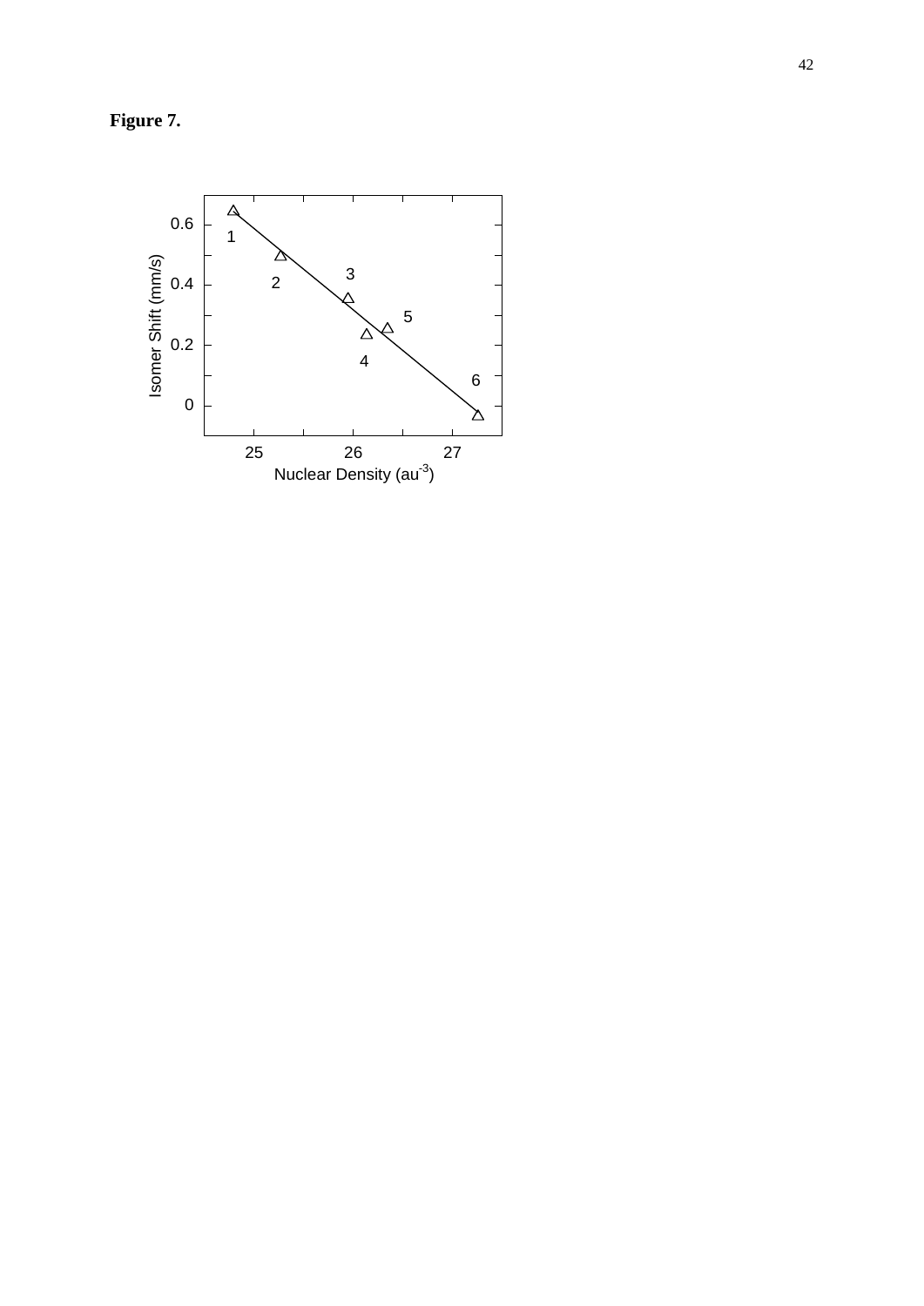**Figure 7.**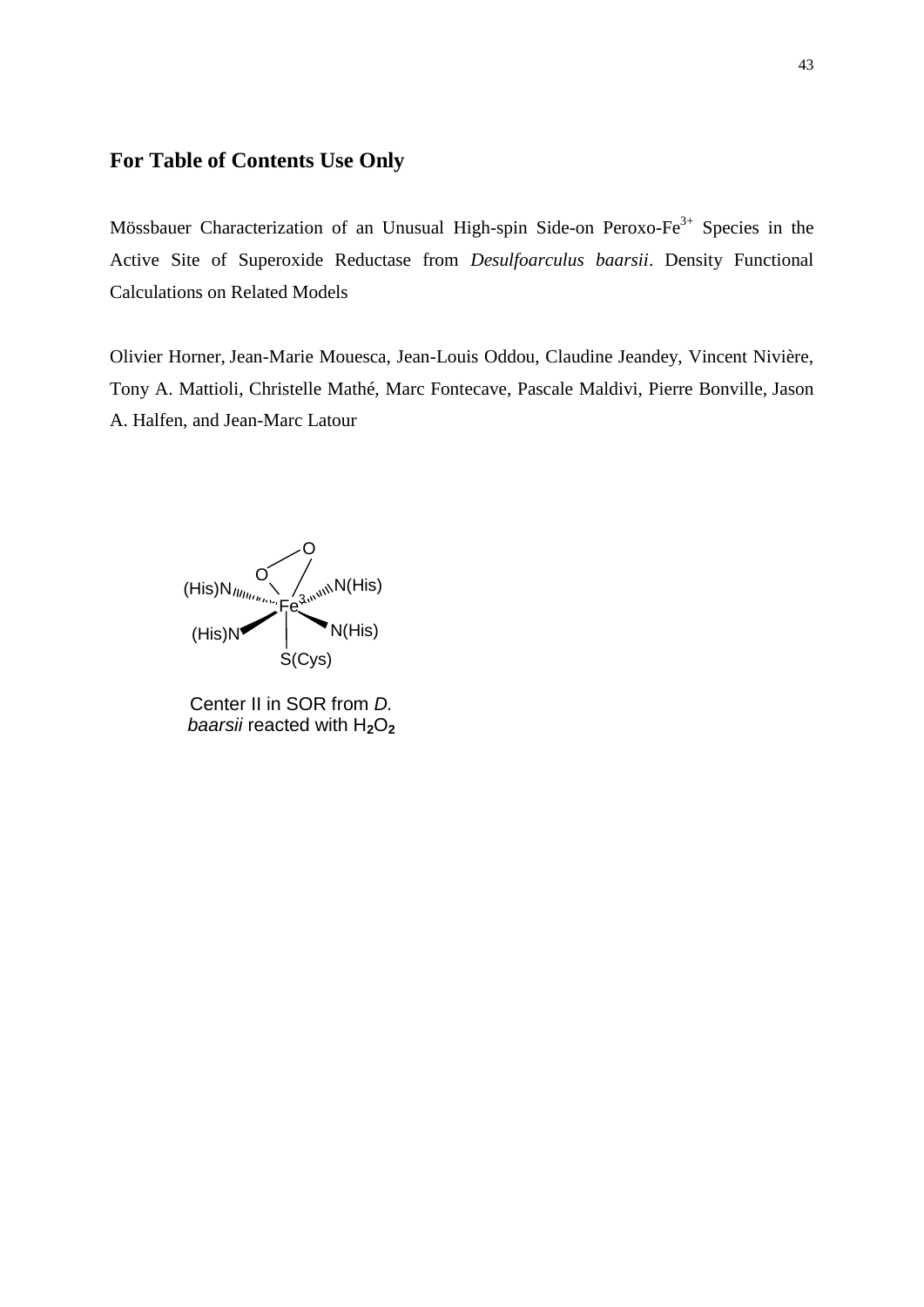## For Table of Contents Use Only

Mössbauer Characterization of an Unusual High-spin Side-on Peroxo-$Fe^{3+}$ Species in the Active Site of Superoxide Reductase from *Desulfoarculus baarsii*. Density Functional Calculations on Related Models

Olivier Horner, Jean-Marie Mouesca, Jean-Louis Oddou, Claudine Jeandey, Vincent Nivière, Tony A. Mattioli, Christelle Mathé, Marc Fontecave, Pascale Maldivi, Pierre Bonville, Jason A. Halfen, and Jean-Marc Latour

O

O

(His)N

Fe3

N(His)

(His)N

N(His)

S(Cys)

Center II in SOR from *D. baarsii* reacted with $H_2O_2$